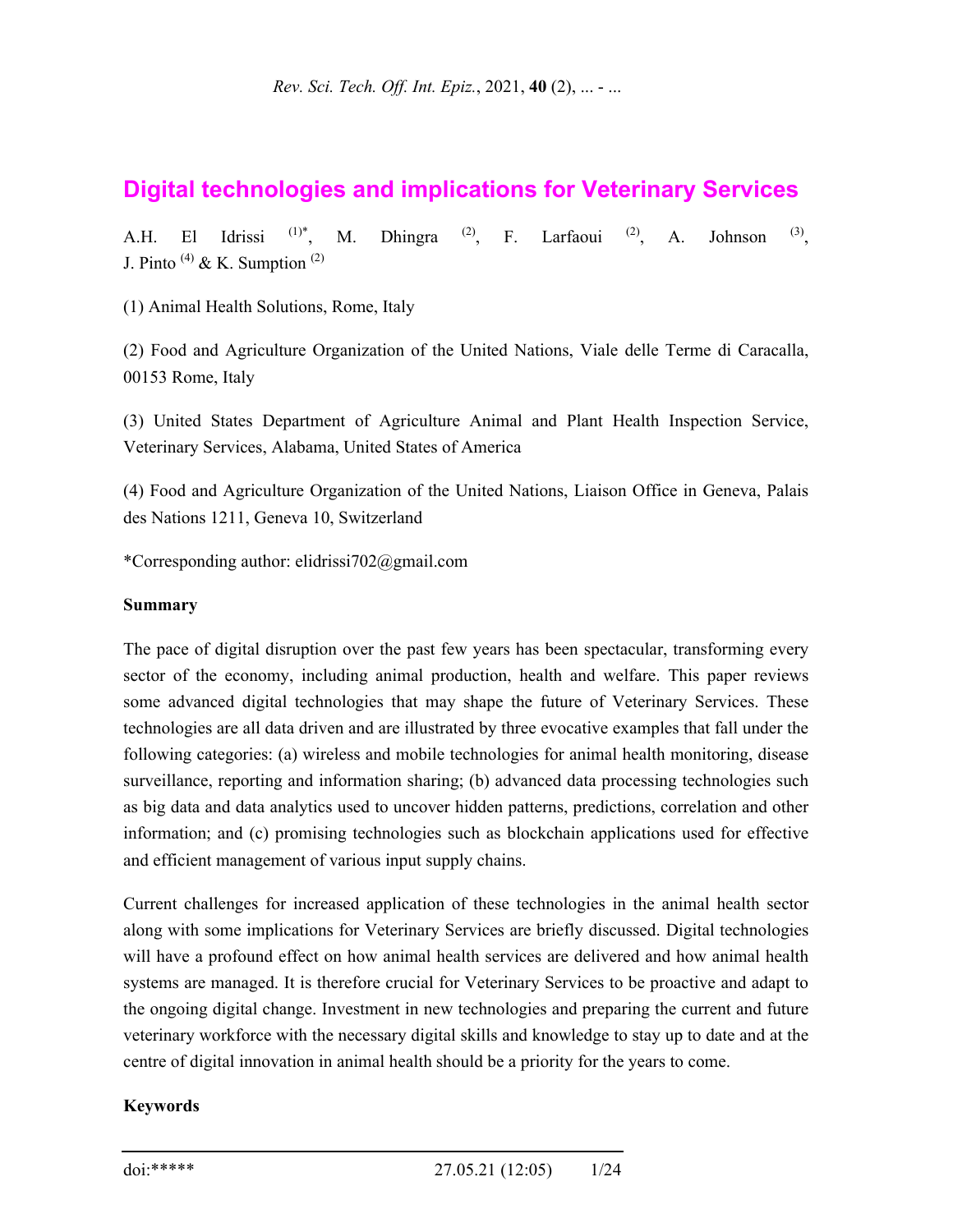# Digital technologies and implications for Veterinary Services

A.H. El Idrissi [(1)*], M. Dhingra [(2)], F. Larfaoui [(2)], A. Johnson [(3)], J. Pinto [(4)] & K. Sumption [(2)]

(1) Animal Health Solutions, Rome, Italy

(2) Food and Agriculture Organization of the United Nations, Viale delle Terme di Caracalla, 00153 Rome, Italy

(3) United States Department of Agriculture Animal and Plant Health Inspection Service, Veterinary Services, Alabama, United States of America

(4) Food and Agriculture Organization of the United Nations, Liaison Office in Geneva, Palais des Nations 1211, Geneva 10, Switzerland

*Corresponding author: elidrissi702@gmail.com

**Summary**

The pace of digital disruption over the past few years has been spectacular, transforming every sector of the economy, including animal production, health and welfare. This paper reviews some advanced digital technologies that may shape the future of Veterinary Services. These technologies are all data driven and are illustrated by three evocative examples that fall under the following categories: (a) wireless and mobile technologies for animal health monitoring, disease surveillance, reporting and information sharing; (b) advanced data processing technologies such as big data and data analytics used to uncover hidden patterns, predictions, correlation and other information; and (c) promising technologies such as blockchain applications used for effective and efficient management of various input supply chains.

Current challenges for increased application of these technologies in the animal health sector along with some implications for Veterinary Services are briefly discussed. Digital technologies will have a profound effect on how animal health services are delivered and how animal health systems are managed. It is therefore crucial for Veterinary Services to be proactive and adapt to the ongoing digital change. Investment in new technologies and preparing the current and future veterinary workforce with the necessary digital skills and knowledge to stay up to date and at the centre of digital innovation in animal health should be a priority for the years to come.

**Keywords**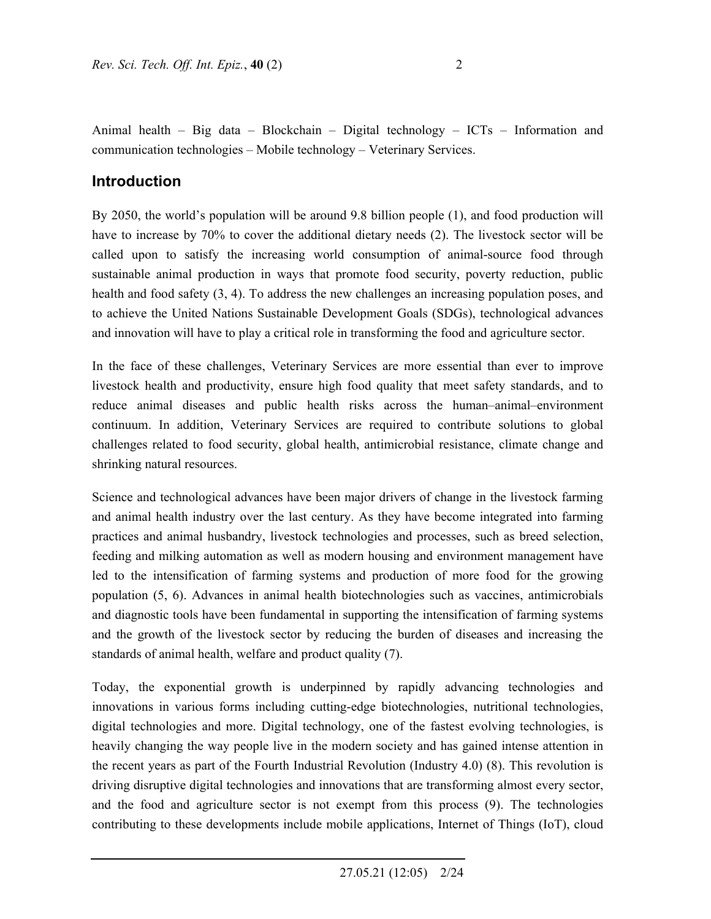Animal health – Big data – Blockchain – Digital technology – ICTs – Information and communication technologies – Mobile technology – Veterinary Services.

## Introduction

By 2050, the world's population will be around 9.8 billion people (1), and food production will have to increase by 70% to cover the additional dietary needs (2). The livestock sector will be called upon to satisfy the increasing world consumption of animal-source food through sustainable animal production in ways that promote food security, poverty reduction, public health and food safety (3, 4). To address the new challenges an increasing population poses, and to achieve the United Nations Sustainable Development Goals (SDGs), technological advances and innovation will have to play a critical role in transforming the food and agriculture sector.

In the face of these challenges, Veterinary Services are more essential than ever to improve livestock health and productivity, ensure high food quality that meet safety standards, and to reduce animal diseases and public health risks across the human–animal–environment continuum. In addition, Veterinary Services are required to contribute solutions to global challenges related to food security, global health, antimicrobial resistance, climate change and shrinking natural resources.

Science and technological advances have been major drivers of change in the livestock farming and animal health industry over the last century. As they have become integrated into farming practices and animal husbandry, livestock technologies and processes, such as breed selection, feeding and milking automation as well as modern housing and environment management have led to the intensification of farming systems and production of more food for the growing population (5, 6). Advances in animal health biotechnologies such as vaccines, antimicrobials and diagnostic tools have been fundamental in supporting the intensification of farming systems and the growth of the livestock sector by reducing the burden of diseases and increasing the standards of animal health, welfare and product quality (7).

Today, the exponential growth is underpinned by rapidly advancing technologies and innovations in various forms including cutting-edge biotechnologies, nutritional technologies, digital technologies and more. Digital technology, one of the fastest evolving technologies, is heavily changing the way people live in the modern society and has gained intense attention in the recent years as part of the Fourth Industrial Revolution (Industry 4.0) (8). This revolution is driving disruptive digital technologies and innovations that are transforming almost every sector, and the food and agriculture sector is not exempt from this process (9). The technologies contributing to these developments include mobile applications, Internet of Things (IoT), cloud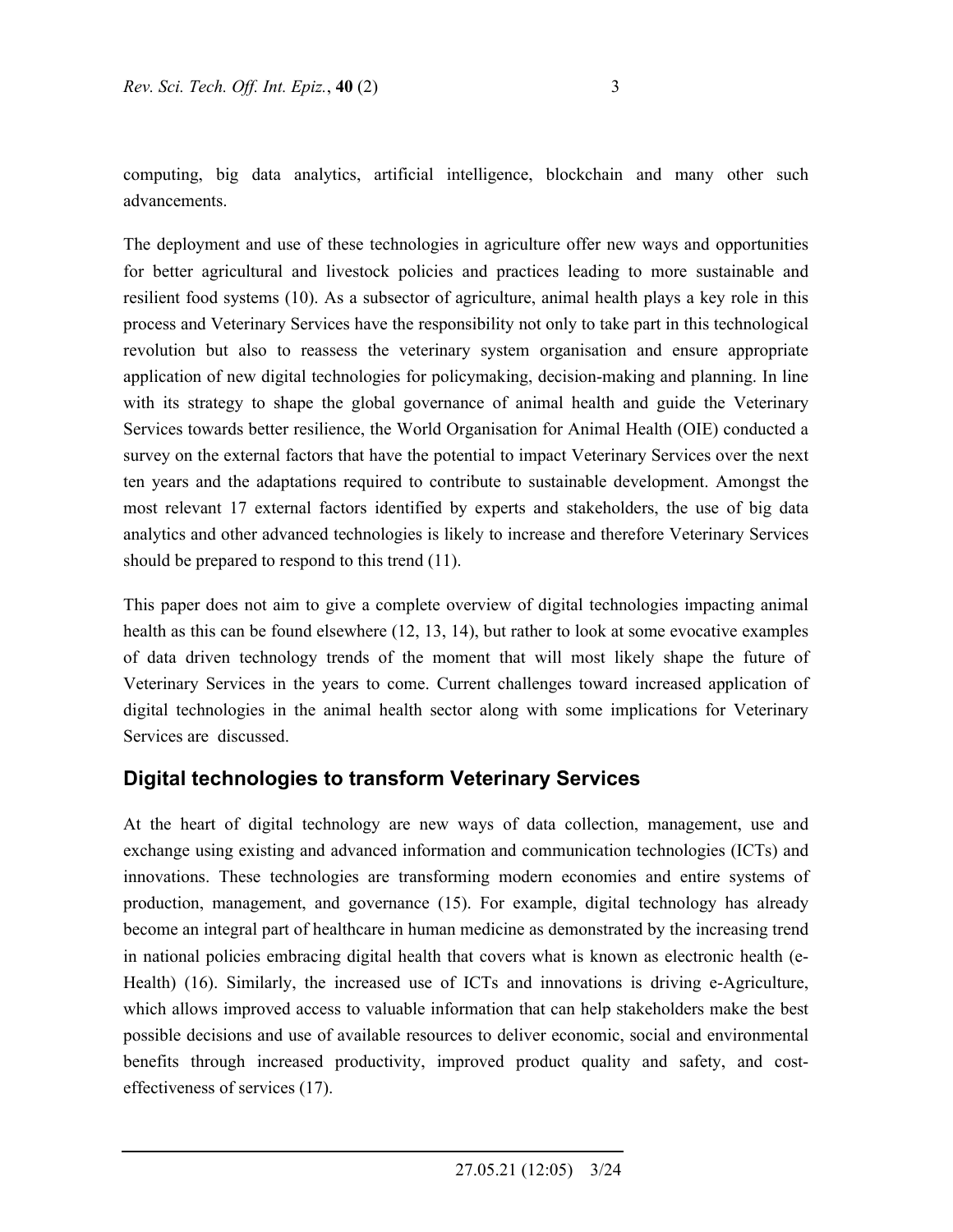computing, big data analytics, artificial intelligence, blockchain and many other such advancements.

The deployment and use of these technologies in agriculture offer new ways and opportunities for better agricultural and livestock policies and practices leading to more sustainable and resilient food systems (10). As a subsector of agriculture, animal health plays a key role in this process and Veterinary Services have the responsibility not only to take part in this technological revolution but also to reassess the veterinary system organisation and ensure appropriate application of new digital technologies for policymaking, decision-making and planning. In line with its strategy to shape the global governance of animal health and guide the Veterinary Services towards better resilience, the World Organisation for Animal Health (OIE) conducted a survey on the external factors that have the potential to impact Veterinary Services over the next ten years and the adaptations required to contribute to sustainable development. Amongst the most relevant 17 external factors identified by experts and stakeholders, the use of big data analytics and other advanced technologies is likely to increase and therefore Veterinary Services should be prepared to respond to this trend (11).

This paper does not aim to give a complete overview of digital technologies impacting animal health as this can be found elsewhere (12, 13, 14), but rather to look at some evocative examples of data driven technology trends of the moment that will most likely shape the future of Veterinary Services in the years to come. Current challenges toward increased application of digital technologies in the animal health sector along with some implications for Veterinary Services are discussed.

## Digital technologies to transform Veterinary Services

At the heart of digital technology are new ways of data collection, management, use and exchange using existing and advanced information and communication technologies (ICTs) and innovations. These technologies are transforming modern economies and entire systems of production, management, and governance (15). For example, digital technology has already become an integral part of healthcare in human medicine as demonstrated by the increasing trend in national policies embracing digital health that covers what is known as electronic health (e-Health) (16). Similarly, the increased use of ICTs and innovations is driving e-Agriculture, which allows improved access to valuable information that can help stakeholders make the best possible decisions and use of available resources to deliver economic, social and environmental benefits through increased productivity, improved product quality and safety, and cost-effectiveness of services (17).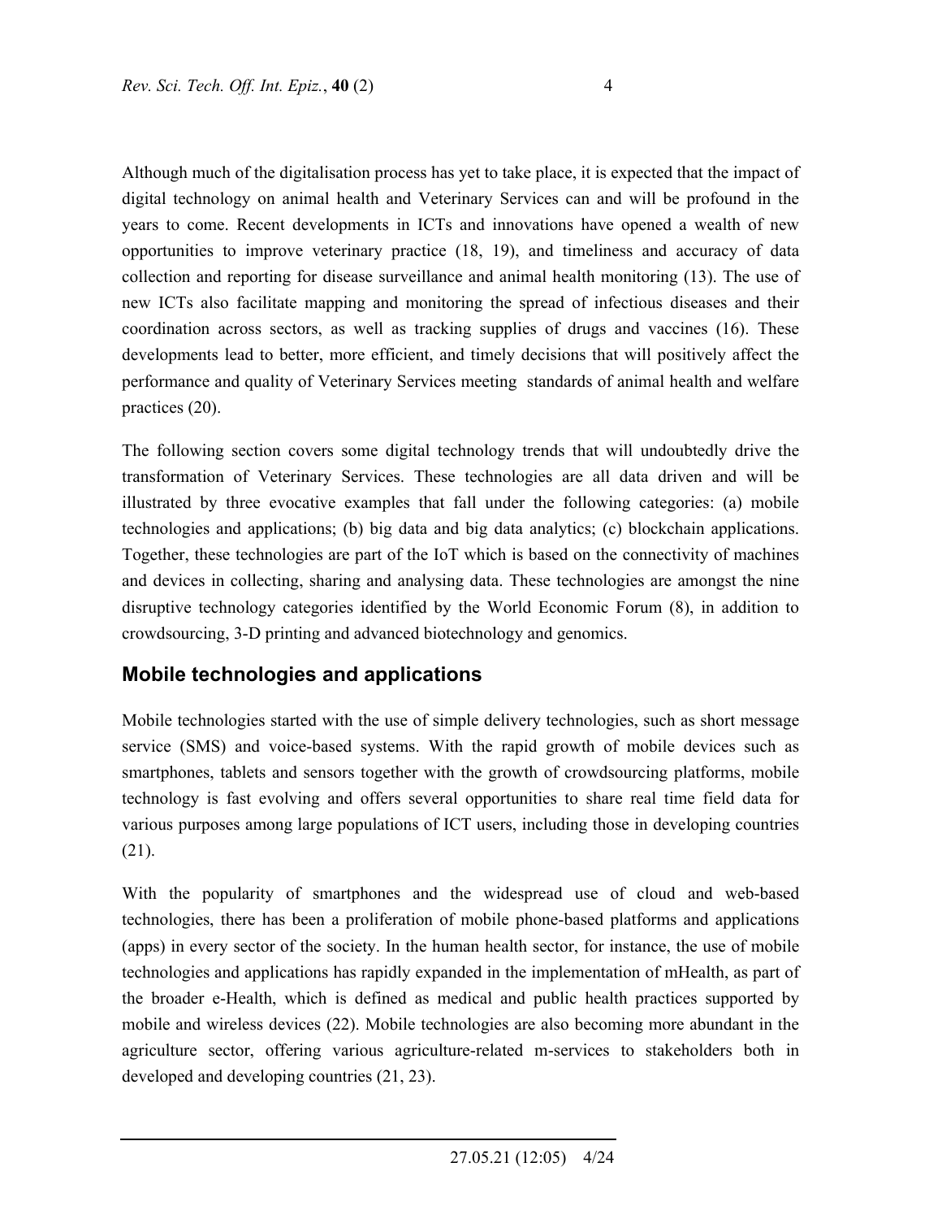Although much of the digitalisation process has yet to take place, it is expected that the impact of digital technology on animal health and Veterinary Services can and will be profound in the years to come. Recent developments in ICTs and innovations have opened a wealth of new opportunities to improve veterinary practice (18, 19), and timeliness and accuracy of data collection and reporting for disease surveillance and animal health monitoring (13). The use of new ICTs also facilitate mapping and monitoring the spread of infectious diseases and their coordination across sectors, as well as tracking supplies of drugs and vaccines (16). These developments lead to better, more efficient, and timely decisions that will positively affect the performance and quality of Veterinary Services meeting standards of animal health and welfare practices (20).

The following section covers some digital technology trends that will undoubtedly drive the transformation of Veterinary Services. These technologies are all data driven and will be illustrated by three evocative examples that fall under the following categories: (a) mobile technologies and applications; (b) big data and big data analytics; (c) blockchain applications. Together, these technologies are part of the IoT which is based on the connectivity of machines and devices in collecting, sharing and analysing data. These technologies are amongst the nine disruptive technology categories identified by the World Economic Forum (8), in addition to crowdsourcing, 3-D printing and advanced biotechnology and genomics.

## Mobile technologies and applications

Mobile technologies started with the use of simple delivery technologies, such as short message service (SMS) and voice-based systems. With the rapid growth of mobile devices such as smartphones, tablets and sensors together with the growth of crowdsourcing platforms, mobile technology is fast evolving and offers several opportunities to share real time field data for various purposes among large populations of ICT users, including those in developing countries (21).

With the popularity of smartphones and the widespread use of cloud and web-based technologies, there has been a proliferation of mobile phone-based platforms and applications (apps) in every sector of the society. In the human health sector, for instance, the use of mobile technologies and applications has rapidly expanded in the implementation of mHealth, as part of the broader e-Health, which is defined as medical and public health practices supported by mobile and wireless devices (22). Mobile technologies are also becoming more abundant in the agriculture sector, offering various agriculture-related m-services to stakeholders both in developed and developing countries (21, 23).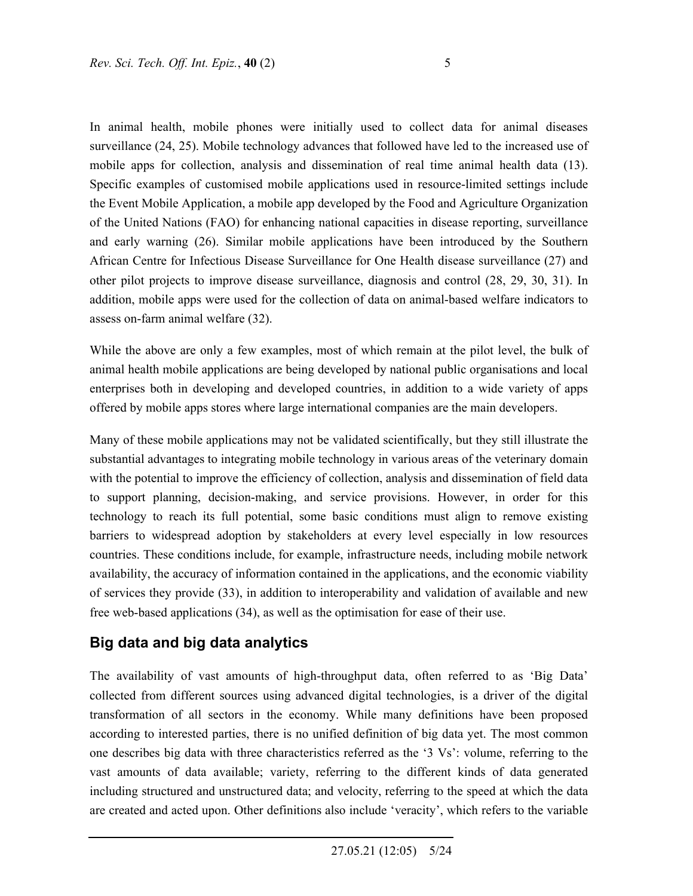In animal health, mobile phones were initially used to collect data for animal diseases surveillance (24, 25). Mobile technology advances that followed have led to the increased use of mobile apps for collection, analysis and dissemination of real time animal health data (13). Specific examples of customised mobile applications used in resource-limited settings include the Event Mobile Application, a mobile app developed by the Food and Agriculture Organization of the United Nations (FAO) for enhancing national capacities in disease reporting, surveillance and early warning (26). Similar mobile applications have been introduced by the Southern African Centre for Infectious Disease Surveillance for One Health disease surveillance (27) and other pilot projects to improve disease surveillance, diagnosis and control (28, 29, 30, 31). In addition, mobile apps were used for the collection of data on animal-based welfare indicators to assess on-farm animal welfare (32).

While the above are only a few examples, most of which remain at the pilot level, the bulk of animal health mobile applications are being developed by national public organisations and local enterprises both in developing and developed countries, in addition to a wide variety of apps offered by mobile apps stores where large international companies are the main developers.

Many of these mobile applications may not be validated scientifically, but they still illustrate the substantial advantages to integrating mobile technology in various areas of the veterinary domain with the potential to improve the efficiency of collection, analysis and dissemination of field data to support planning, decision-making, and service provisions. However, in order for this technology to reach its full potential, some basic conditions must align to remove existing barriers to widespread adoption by stakeholders at every level especially in low resources countries. These conditions include, for example, infrastructure needs, including mobile network availability, the accuracy of information contained in the applications, and the economic viability of services they provide (33), in addition to interoperability and validation of available and new free web-based applications (34), as well as the optimisation for ease of their use.

## Big data and big data analytics

The availability of vast amounts of high-throughput data, often referred to as 'Big Data' collected from different sources using advanced digital technologies, is a driver of the digital transformation of all sectors in the economy. While many definitions have been proposed according to interested parties, there is no unified definition of big data yet. The most common one describes big data with three characteristics referred as the '3 Vs': volume, referring to the vast amounts of data available; variety, referring to the different kinds of data generated including structured and unstructured data; and velocity, referring to the speed at which the data are created and acted upon. Other definitions also include 'veracity', which refers to the variable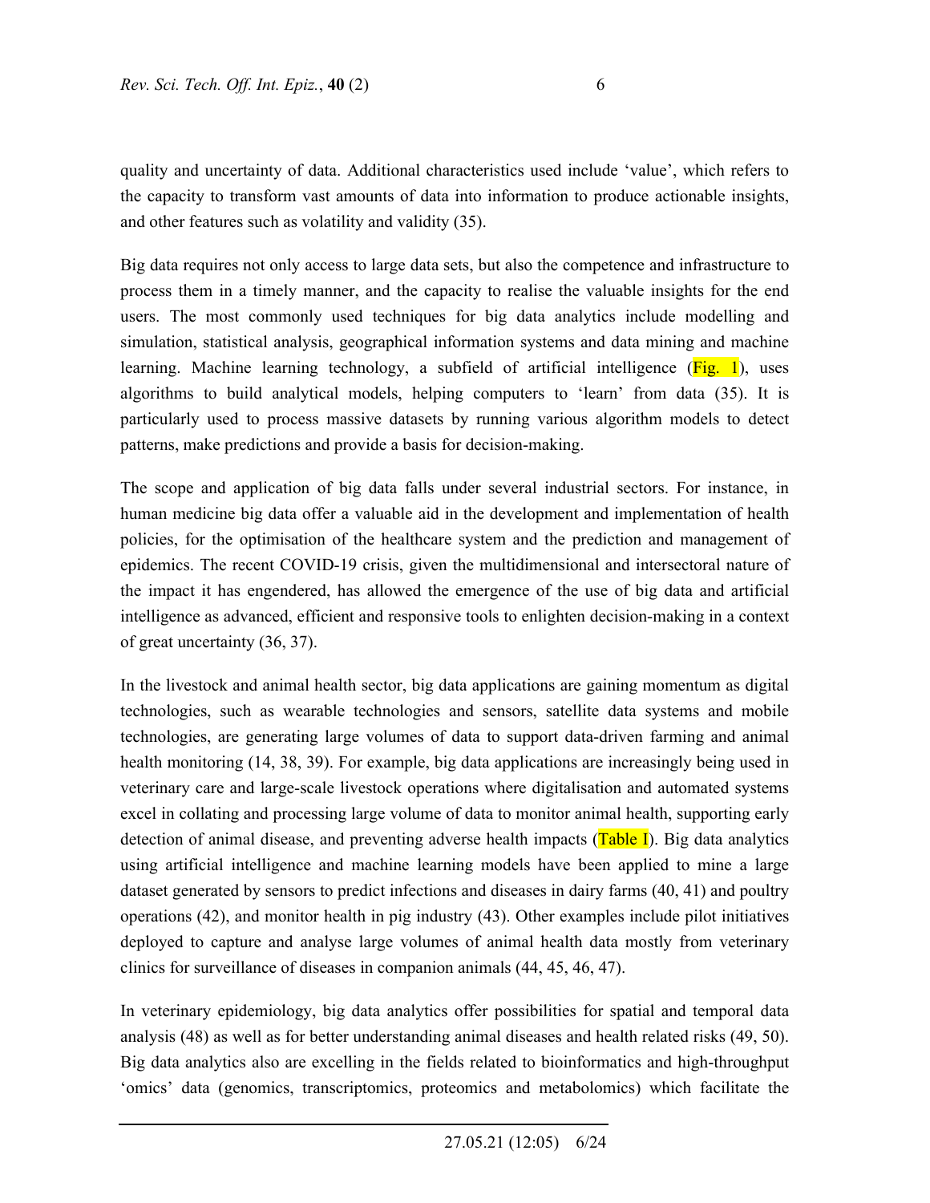quality and uncertainty of data. Additional characteristics used include 'value', which refers to the capacity to transform vast amounts of data into information to produce actionable insights, and other features such as volatility and validity (35).

Big data requires not only access to large data sets, but also the competence and infrastructure to process them in a timely manner, and the capacity to realise the valuable insights for the end users. The most commonly used techniques for big data analytics include modelling and simulation, statistical analysis, geographical information systems and data mining and machine learning. Machine learning technology, a subfield of artificial intelligence (Fig. 1), uses algorithms to build analytical models, helping computers to 'learn' from data (35). It is particularly used to process massive datasets by running various algorithm models to detect patterns, make predictions and provide a basis for decision-making.

The scope and application of big data falls under several industrial sectors. For instance, in human medicine big data offer a valuable aid in the development and implementation of health policies, for the optimisation of the healthcare system and the prediction and management of epidemics. The recent COVID-19 crisis, given the multidimensional and intersectoral nature of the impact it has engendered, has allowed the emergence of the use of big data and artificial intelligence as advanced, efficient and responsive tools to enlighten decision-making in a context of great uncertainty (36, 37).

In the livestock and animal health sector, big data applications are gaining momentum as digital technologies, such as wearable technologies and sensors, satellite data systems and mobile technologies, are generating large volumes of data to support data-driven farming and animal health monitoring (14, 38, 39). For example, big data applications are increasingly being used in veterinary care and large-scale livestock operations where digitalisation and automated systems excel in collating and processing large volume of data to monitor animal health, supporting early detection of animal disease, and preventing adverse health impacts (Table I). Big data analytics using artificial intelligence and machine learning models have been applied to mine a large dataset generated by sensors to predict infections and diseases in dairy farms (40, 41) and poultry operations (42), and monitor health in pig industry (43). Other examples include pilot initiatives deployed to capture and analyse large volumes of animal health data mostly from veterinary clinics for surveillance of diseases in companion animals (44, 45, 46, 47).

In veterinary epidemiology, big data analytics offer possibilities for spatial and temporal data analysis (48) as well as for better understanding animal diseases and health related risks (49, 50). Big data analytics also are excelling in the fields related to bioinformatics and high-throughput 'omics' data (genomics, transcriptomics, proteomics and metabolomics) which facilitate the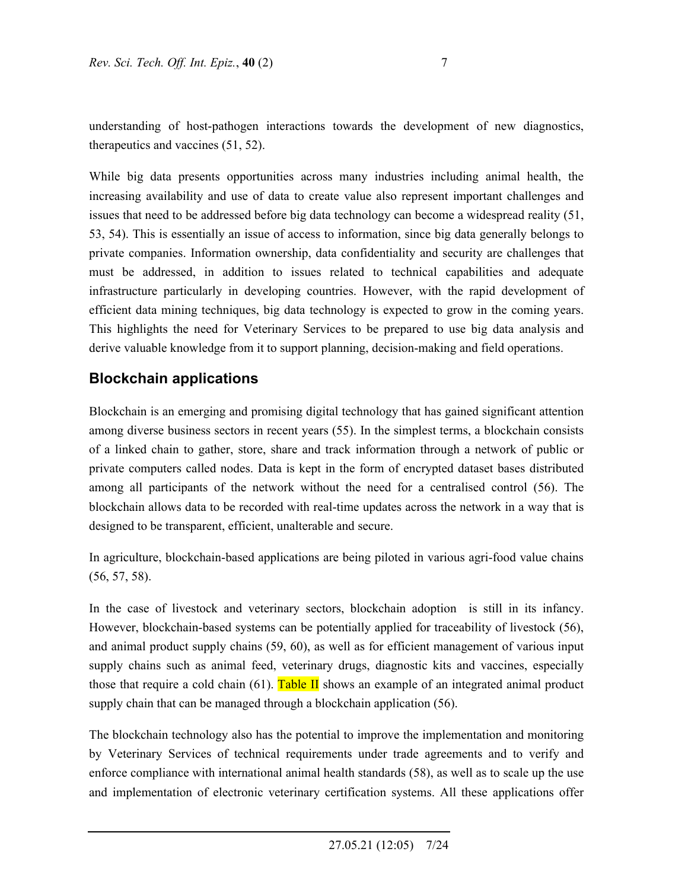understanding of host-pathogen interactions towards the development of new diagnostics, therapeutics and vaccines (51, 52).

While big data presents opportunities across many industries including animal health, the increasing availability and use of data to create value also represent important challenges and issues that need to be addressed before big data technology can become a widespread reality (51, 53, 54). This is essentially an issue of access to information, since big data generally belongs to private companies. Information ownership, data confidentiality and security are challenges that must be addressed, in addition to issues related to technical capabilities and adequate infrastructure particularly in developing countries. However, with the rapid development of efficient data mining techniques, big data technology is expected to grow in the coming years. This highlights the need for Veterinary Services to be prepared to use big data analysis and derive valuable knowledge from it to support planning, decision-making and field operations.

## Blockchain applications

Blockchain is an emerging and promising digital technology that has gained significant attention among diverse business sectors in recent years (55). In the simplest terms, a blockchain consists of a linked chain to gather, store, share and track information through a network of public or private computers called nodes. Data is kept in the form of encrypted dataset bases distributed among all participants of the network without the need for a centralised control (56). The blockchain allows data to be recorded with real-time updates across the network in a way that is designed to be transparent, efficient, unalterable and secure.

In agriculture, blockchain-based applications are being piloted in various agri-food value chains (56, 57, 58).

In the case of livestock and veterinary sectors, blockchain adoption is still in its infancy. However, blockchain-based systems can be potentially applied for traceability of livestock (56), and animal product supply chains (59, 60), as well as for efficient management of various input supply chains such as animal feed, veterinary drugs, diagnostic kits and vaccines, especially those that require a cold chain (61). Table II shows an example of an integrated animal product supply chain that can be managed through a blockchain application (56).

The blockchain technology also has the potential to improve the implementation and monitoring by Veterinary Services of technical requirements under trade agreements and to verify and enforce compliance with international animal health standards (58), as well as to scale up the use and implementation of electronic veterinary certification systems. All these applications offer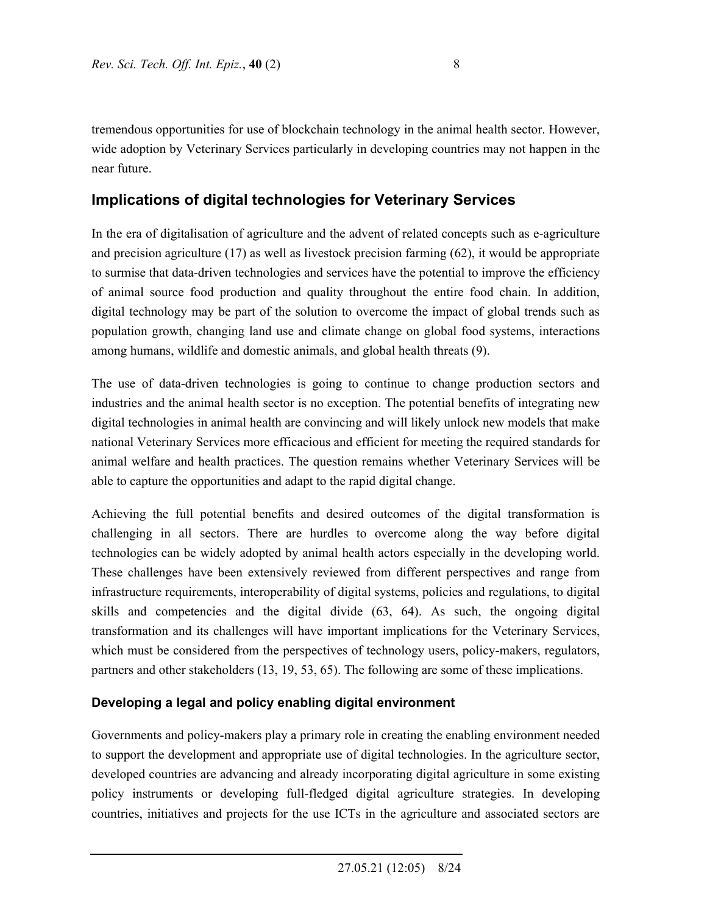tremendous opportunities for use of blockchain technology in the animal health sector. However, wide adoption by Veterinary Services particularly in developing countries may not happen in the near future.

## Implications of digital technologies for Veterinary Services

In the era of digitalisation of agriculture and the advent of related concepts such as e-agriculture and precision agriculture (17) as well as livestock precision farming (62), it would be appropriate to surmise that data-driven technologies and services have the potential to improve the efficiency of animal source food production and quality throughout the entire food chain. In addition, digital technology may be part of the solution to overcome the impact of global trends such as population growth, changing land use and climate change on global food systems, interactions among humans, wildlife and domestic animals, and global health threats (9).

The use of data-driven technologies is going to continue to change production sectors and industries and the animal health sector is no exception. The potential benefits of integrating new digital technologies in animal health are convincing and will likely unlock new models that make national Veterinary Services more efficacious and efficient for meeting the required standards for animal welfare and health practices. The question remains whether Veterinary Services will be able to capture the opportunities and adapt to the rapid digital change.

Achieving the full potential benefits and desired outcomes of the digital transformation is challenging in all sectors. There are hurdles to overcome along the way before digital technologies can be widely adopted by animal health actors especially in the developing world. These challenges have been extensively reviewed from different perspectives and range from infrastructure requirements, interoperability of digital systems, policies and regulations, to digital skills and competencies and the digital divide (63, 64). As such, the ongoing digital transformation and its challenges will have important implications for the Veterinary Services, which must be considered from the perspectives of technology users, policy-makers, regulators, partners and other stakeholders (13, 19, 53, 65). The following are some of these implications.

### Developing a legal and policy enabling digital environment

Governments and policy-makers play a primary role in creating the enabling environment needed to support the development and appropriate use of digital technologies. In the agriculture sector, developed countries are advancing and already incorporating digital agriculture in some existing policy instruments or developing full-fledged digital agriculture strategies. In developing countries, initiatives and projects for the use ICTs in the agriculture and associated sectors are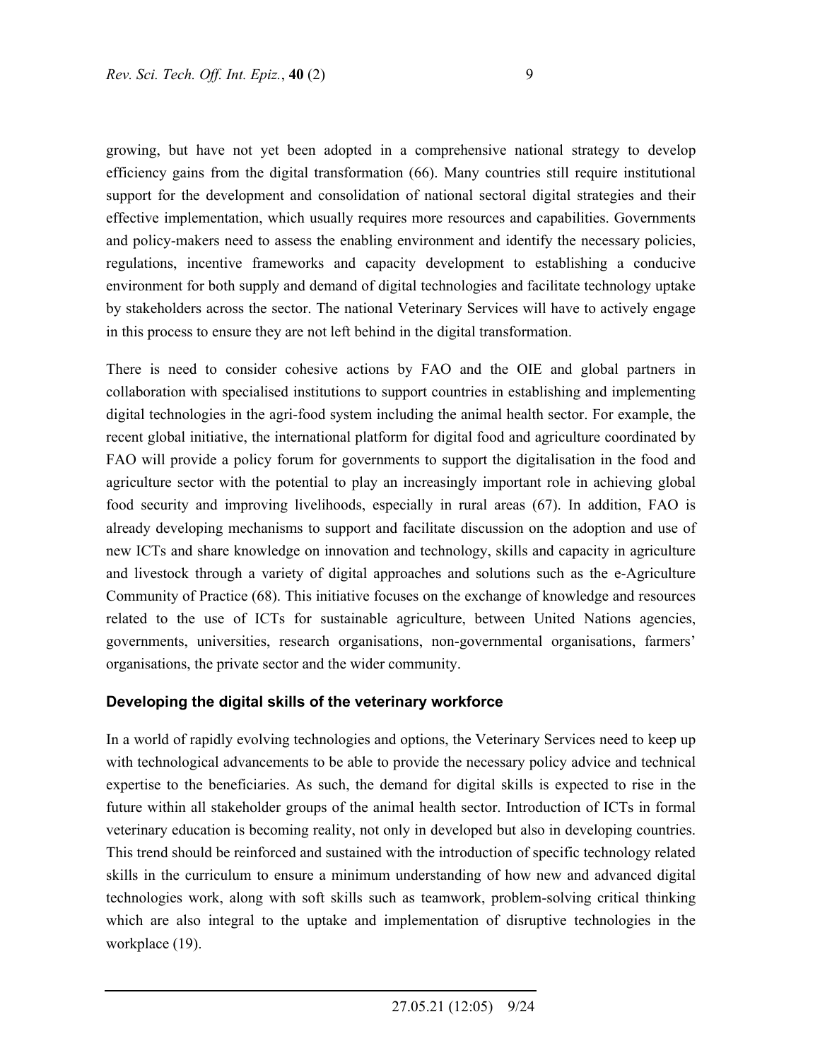growing, but have not yet been adopted in a comprehensive national strategy to develop efficiency gains from the digital transformation (66). Many countries still require institutional support for the development and consolidation of national sectoral digital strategies and their effective implementation, which usually requires more resources and capabilities. Governments and policy-makers need to assess the enabling environment and identify the necessary policies, regulations, incentive frameworks and capacity development to establishing a conducive environment for both supply and demand of digital technologies and facilitate technology uptake by stakeholders across the sector. The national Veterinary Services will have to actively engage in this process to ensure they are not left behind in the digital transformation.

There is need to consider cohesive actions by FAO and the OIE and global partners in collaboration with specialised institutions to support countries in establishing and implementing digital technologies in the agri-food system including the animal health sector. For example, the recent global initiative, the international platform for digital food and agriculture coordinated by FAO will provide a policy forum for governments to support the digitalisation in the food and agriculture sector with the potential to play an increasingly important role in achieving global food security and improving livelihoods, especially in rural areas (67). In addition, FAO is already developing mechanisms to support and facilitate discussion on the adoption and use of new ICTs and share knowledge on innovation and technology, skills and capacity in agriculture and livestock through a variety of digital approaches and solutions such as the e-Agriculture Community of Practice (68). This initiative focuses on the exchange of knowledge and resources related to the use of ICTs for sustainable agriculture, between United Nations agencies, governments, universities, research organisations, non-governmental organisations, farmers' organisations, the private sector and the wider community.

## Developing the digital skills of the veterinary workforce

In a world of rapidly evolving technologies and options, the Veterinary Services need to keep up with technological advancements to be able to provide the necessary policy advice and technical expertise to the beneficiaries. As such, the demand for digital skills is expected to rise in the future within all stakeholder groups of the animal health sector. Introduction of ICTs in formal veterinary education is becoming reality, not only in developed but also in developing countries. This trend should be reinforced and sustained with the introduction of specific technology related skills in the curriculum to ensure a minimum understanding of how new and advanced digital technologies work, along with soft skills such as teamwork, problem-solving critical thinking which are also integral to the uptake and implementation of disruptive technologies in the workplace (19).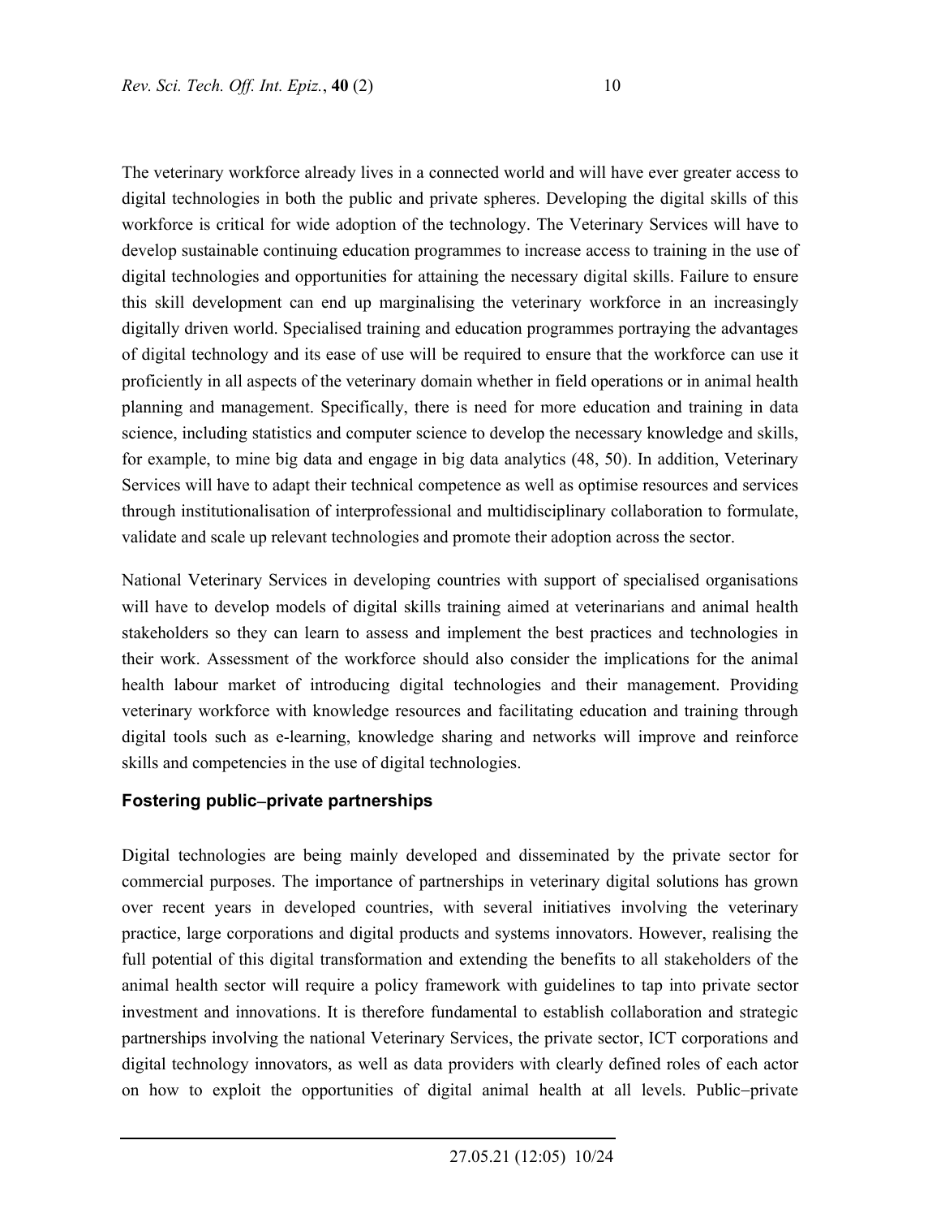The veterinary workforce already lives in a connected world and will have ever greater access to digital technologies in both the public and private spheres. Developing the digital skills of this workforce is critical for wide adoption of the technology. The Veterinary Services will have to develop sustainable continuing education programmes to increase access to training in the use of digital technologies and opportunities for attaining the necessary digital skills. Failure to ensure this skill development can end up marginalising the veterinary workforce in an increasingly digitally driven world. Specialised training and education programmes portraying the advantages of digital technology and its ease of use will be required to ensure that the workforce can use it proficiently in all aspects of the veterinary domain whether in field operations or in animal health planning and management. Specifically, there is need for more education and training in data science, including statistics and computer science to develop the necessary knowledge and skills, for example, to mine big data and engage in big data analytics (48, 50). In addition, Veterinary Services will have to adapt their technical competence as well as optimise resources and services through institutionalisation of interprofessional and multidisciplinary collaboration to formulate, validate and scale up relevant technologies and promote their adoption across the sector.

National Veterinary Services in developing countries with support of specialised organisations will have to develop models of digital skills training aimed at veterinarians and animal health stakeholders so they can learn to assess and implement the best practices and technologies in their work. Assessment of the workforce should also consider the implications for the animal health labour market of introducing digital technologies and their management. Providing veterinary workforce with knowledge resources and facilitating education and training through digital tools such as e-learning, knowledge sharing and networks will improve and reinforce skills and competencies in the use of digital technologies.

### Fostering public–private partnerships

Digital technologies are being mainly developed and disseminated by the private sector for commercial purposes. The importance of partnerships in veterinary digital solutions has grown over recent years in developed countries, with several initiatives involving the veterinary practice, large corporations and digital products and systems innovators. However, realising the full potential of this digital transformation and extending the benefits to all stakeholders of the animal health sector will require a policy framework with guidelines to tap into private sector investment and innovations. It is therefore fundamental to establish collaboration and strategic partnerships involving the national Veterinary Services, the private sector, ICT corporations and digital technology innovators, as well as data providers with clearly defined roles of each actor on how to exploit the opportunities of digital animal health at all levels. Public–private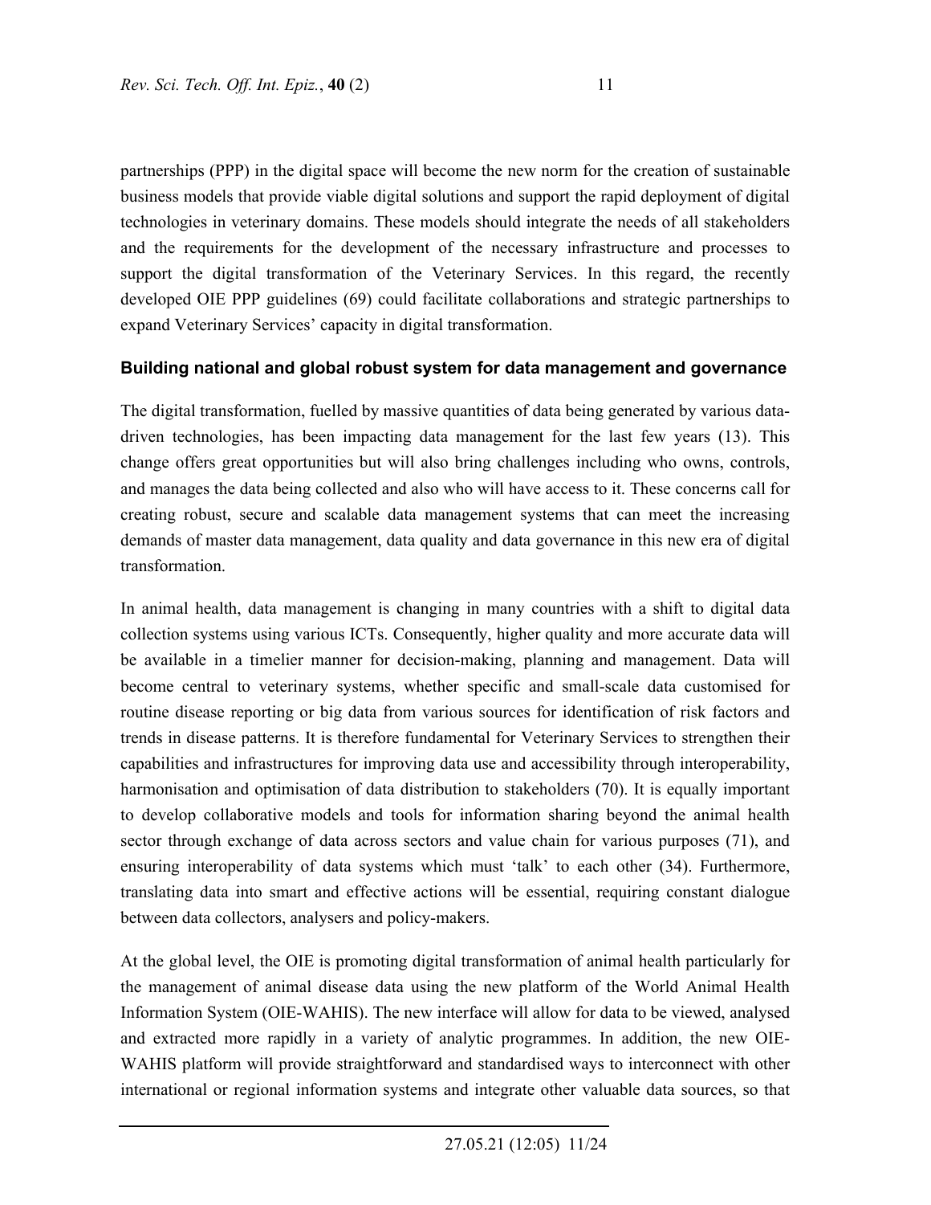partnerships (PPP) in the digital space will become the new norm for the creation of sustainable business models that provide viable digital solutions and support the rapid deployment of digital technologies in veterinary domains. These models should integrate the needs of all stakeholders and the requirements for the development of the necessary infrastructure and processes to support the digital transformation of the Veterinary Services. In this regard, the recently developed OIE PPP guidelines (69) could facilitate collaborations and strategic partnerships to expand Veterinary Services' capacity in digital transformation.

### Building national and global robust system for data management and governance

The digital transformation, fuelled by massive quantities of data being generated by various data-driven technologies, has been impacting data management for the last few years (13). This change offers great opportunities but will also bring challenges including who owns, controls, and manages the data being collected and also who will have access to it. These concerns call for creating robust, secure and scalable data management systems that can meet the increasing demands of master data management, data quality and data governance in this new era of digital transformation.

In animal health, data management is changing in many countries with a shift to digital data collection systems using various ICTs. Consequently, higher quality and more accurate data will be available in a timelier manner for decision-making, planning and management. Data will become central to veterinary systems, whether specific and small-scale data customised for routine disease reporting or big data from various sources for identification of risk factors and trends in disease patterns. It is therefore fundamental for Veterinary Services to strengthen their capabilities and infrastructures for improving data use and accessibility through interoperability, harmonisation and optimisation of data distribution to stakeholders (70). It is equally important to develop collaborative models and tools for information sharing beyond the animal health sector through exchange of data across sectors and value chain for various purposes (71), and ensuring interoperability of data systems which must 'talk' to each other (34). Furthermore, translating data into smart and effective actions will be essential, requiring constant dialogue between data collectors, analysers and policy-makers.

At the global level, the OIE is promoting digital transformation of animal health particularly for the management of animal disease data using the new platform of the World Animal Health Information System (OIE-WAHIS). The new interface will allow for data to be viewed, analysed and extracted more rapidly in a variety of analytic programmes. In addition, the new OIE-WAHIS platform will provide straightforward and standardised ways to interconnect with other international or regional information systems and integrate other valuable data sources, so that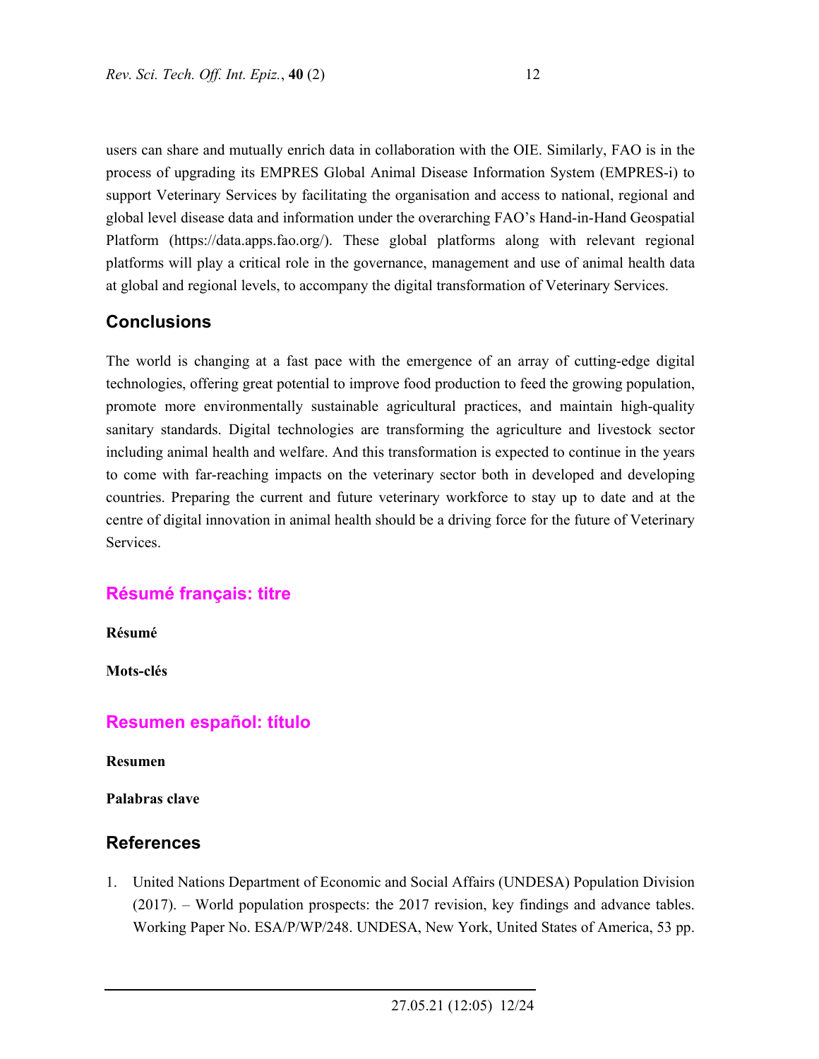users can share and mutually enrich data in collaboration with the OIE. Similarly, FAO is in the process of upgrading its EMPRES Global Animal Disease Information System (EMPRES-i) to support Veterinary Services by facilitating the organisation and access to national, regional and global level disease data and information under the overarching FAO's Hand-in-Hand Geospatial Platform (https://data.apps.fao.org/). These global platforms along with relevant regional platforms will play a critical role in the governance, management and use of animal health data at global and regional levels, to accompany the digital transformation of Veterinary Services.

## Conclusions

The world is changing at a fast pace with the emergence of an array of cutting-edge digital technologies, offering great potential to improve food production to feed the growing population, promote more environmentally sustainable agricultural practices, and maintain high-quality sanitary standards. Digital technologies are transforming the agriculture and livestock sector including animal health and welfare. And this transformation is expected to continue in the years to come with far-reaching impacts on the veterinary sector both in developed and developing countries. Preparing the current and future veterinary workforce to stay up to date and at the centre of digital innovation in animal health should be a driving force for the future of Veterinary Services.

## Résumé français: titre

**Résumé**

**Mots-clés**

## Resumen español: título

**Resumen**

**Palabras clave**

## References

1. United Nations Department of Economic and Social Affairs (UNDESA) Population Division (2017). – World population prospects: the 2017 revision, key findings and advance tables. Working Paper No. ESA/P/WP/248. UNDESA, New York, United States of America, 53 pp.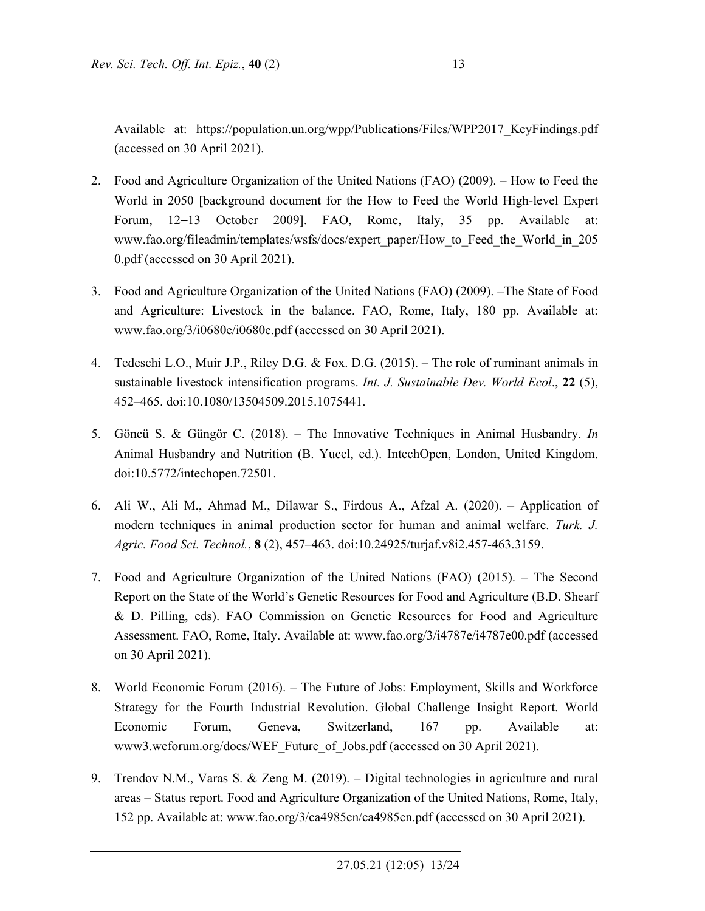Available at: https://population.un.org/wpp/Publications/Files/WPP2017_KeyFindings.pdf (accessed on 30 April 2021).

2. Food and Agriculture Organization of the United Nations (FAO) (2009). – How to Feed the World in 2050 [background document for the How to Feed the World High-level Expert Forum, 12–13 October 2009]. FAO, Rome, Italy, 35 pp. Available at: www.fao.org/fileadmin/templates/wsfs/docs/expert_paper/How_to_Feed_the_World_in_2050.pdf (accessed on 30 April 2021).

3. Food and Agriculture Organization of the United Nations (FAO) (2009). –The State of Food and Agriculture: Livestock in the balance. FAO, Rome, Italy, 180 pp. Available at: www.fao.org/3/i0680e/i0680e.pdf (accessed on 30 April 2021).

4. Tedeschi L.O., Muir J.P., Riley D.G. & Fox. D.G. (2015). – The role of ruminant animals in sustainable livestock intensification programs. *Int. J. Sustainable Dev. World Ecol*., **22** (5), 452–465. doi:10.1080/13504509.2015.1075441.

5. Göncü S. & Güngör C. (2018). – The Innovative Techniques in Animal Husbandry. *In* Animal Husbandry and Nutrition (B. Yucel, ed.). IntechOpen, London, United Kingdom. doi:10.5772/intechopen.72501.

6. Ali W., Ali M., Ahmad M., Dilawar S., Firdous A., Afzal A. (2020). – Application of modern techniques in animal production sector for human and animal welfare. *Turk. J. Agric. Food Sci. Technol.*, **8** (2), 457–463. doi:10.24925/turjaf.v8i2.457-463.3159.

7. Food and Agriculture Organization of the United Nations (FAO) (2015). – The Second Report on the State of the World's Genetic Resources for Food and Agriculture (B.D. Shearf & D. Pilling, eds). FAO Commission on Genetic Resources for Food and Agriculture Assessment. FAO, Rome, Italy. Available at: www.fao.org/3/i4787e/i4787e00.pdf (accessed on 30 April 2021).

8. World Economic Forum (2016). – The Future of Jobs: Employment, Skills and Workforce Strategy for the Fourth Industrial Revolution. Global Challenge Insight Report. World Economic Forum, Geneva, Switzerland, 167 pp. Available at: www3.weforum.org/docs/WEF_Future_of_Jobs.pdf (accessed on 30 April 2021).

9. Trendov N.M., Varas S. & Zeng M. (2019). – Digital technologies in agriculture and rural areas – Status report. Food and Agriculture Organization of the United Nations, Rome, Italy, 152 pp. Available at: www.fao.org/3/ca4985en/ca4985en.pdf (accessed on 30 April 2021).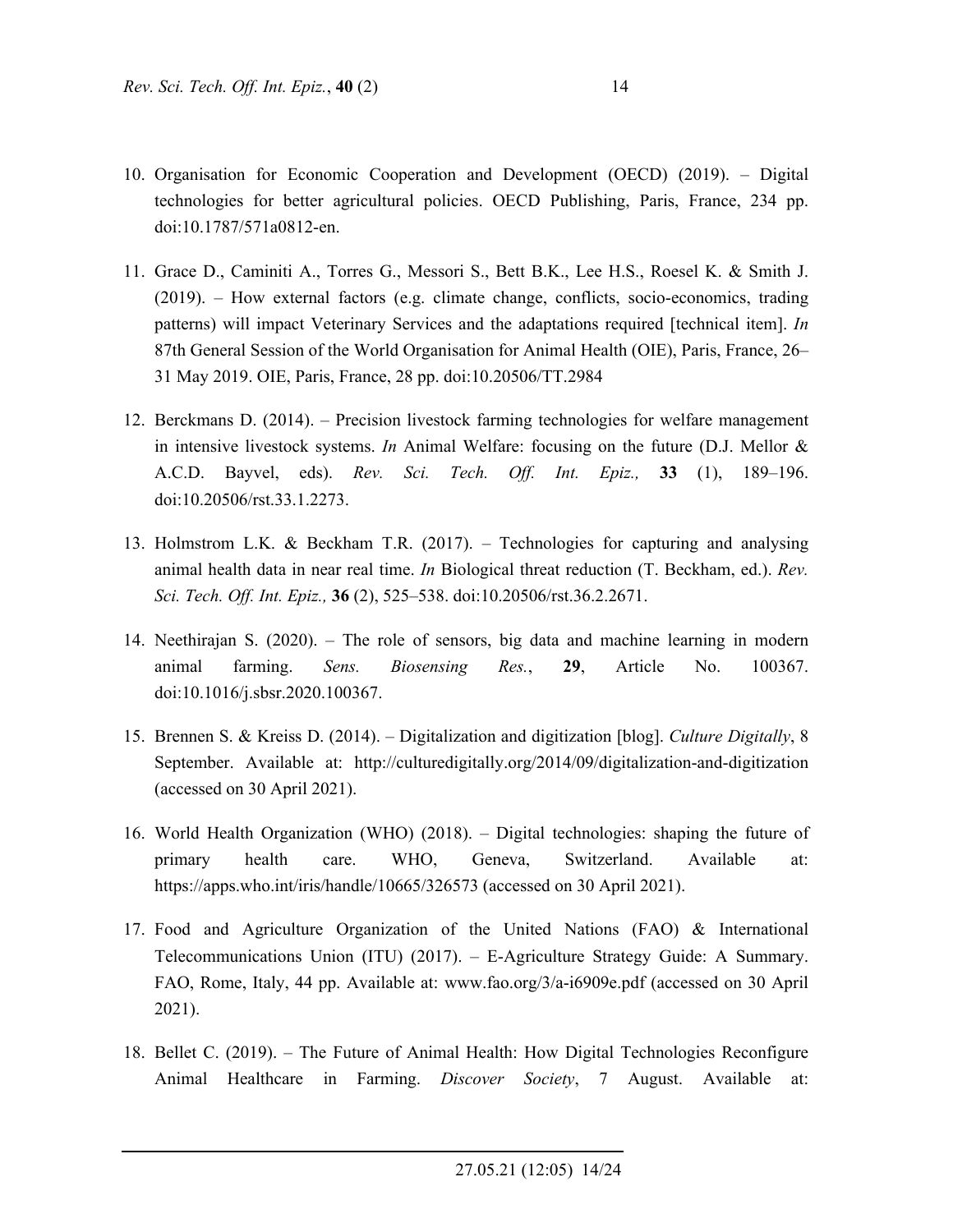10. Organisation for Economic Cooperation and Development (OECD) (2019). – Digital technologies for better agricultural policies. OECD Publishing, Paris, France, 234 pp. doi:10.1787/571a0812-en.

11. Grace D., Caminiti A., Torres G., Messori S., Bett B.K., Lee H.S., Roesel K. & Smith J. (2019). – How external factors (e.g. climate change, conflicts, socio-economics, trading patterns) will impact Veterinary Services and the adaptations required [technical item]. *In* 87th General Session of the World Organisation for Animal Health (OIE), Paris, France, 26–31 May 2019. OIE, Paris, France, 28 pp. doi:10.20506/TT.2984

12. Berckmans D. (2014). – Precision livestock farming technologies for welfare management in intensive livestock systems. *In* Animal Welfare: focusing on the future (D.J. Mellor & A.C.D. Bayvel, eds). *Rev. Sci. Tech. Off. Int. Epiz.,* **33** (1), 189–196. doi:10.20506/rst.33.1.2273.

13. Holmstrom L.K. & Beckham T.R. (2017). – Technologies for capturing and analysing animal health data in near real time. *In* Biological threat reduction (T. Beckham, ed.). *Rev. Sci. Tech. Off. Int. Epiz.,* **36** (2), 525–538. doi:10.20506/rst.36.2.2671.

14. Neethirajan S. (2020). – The role of sensors, big data and machine learning in modern animal farming. *Sens. Biosensing Res.*, **29**, Article No. 100367. doi:10.1016/j.sbsr.2020.100367.

15. Brennen S. & Kreiss D. (2014). – Digitalization and digitization [blog]. *Culture Digitally*, 8 September. Available at: http://culturedigitally.org/2014/09/digitalization-and-digitization (accessed on 30 April 2021).

16. World Health Organization (WHO) (2018). – Digital technologies: shaping the future of primary health care. WHO, Geneva, Switzerland. Available at: https://apps.who.int/iris/handle/10665/326573 (accessed on 30 April 2021).

17. Food and Agriculture Organization of the United Nations (FAO) & International Telecommunications Union (ITU) (2017). – E-Agriculture Strategy Guide: A Summary. FAO, Rome, Italy, 44 pp. Available at: www.fao.org/3/a-i6909e.pdf (accessed on 30 April 2021).

18. Bellet C. (2019). – The Future of Animal Health: How Digital Technologies Reconfigure Animal Healthcare in Farming. *Discover Society*, 7 August. Available at: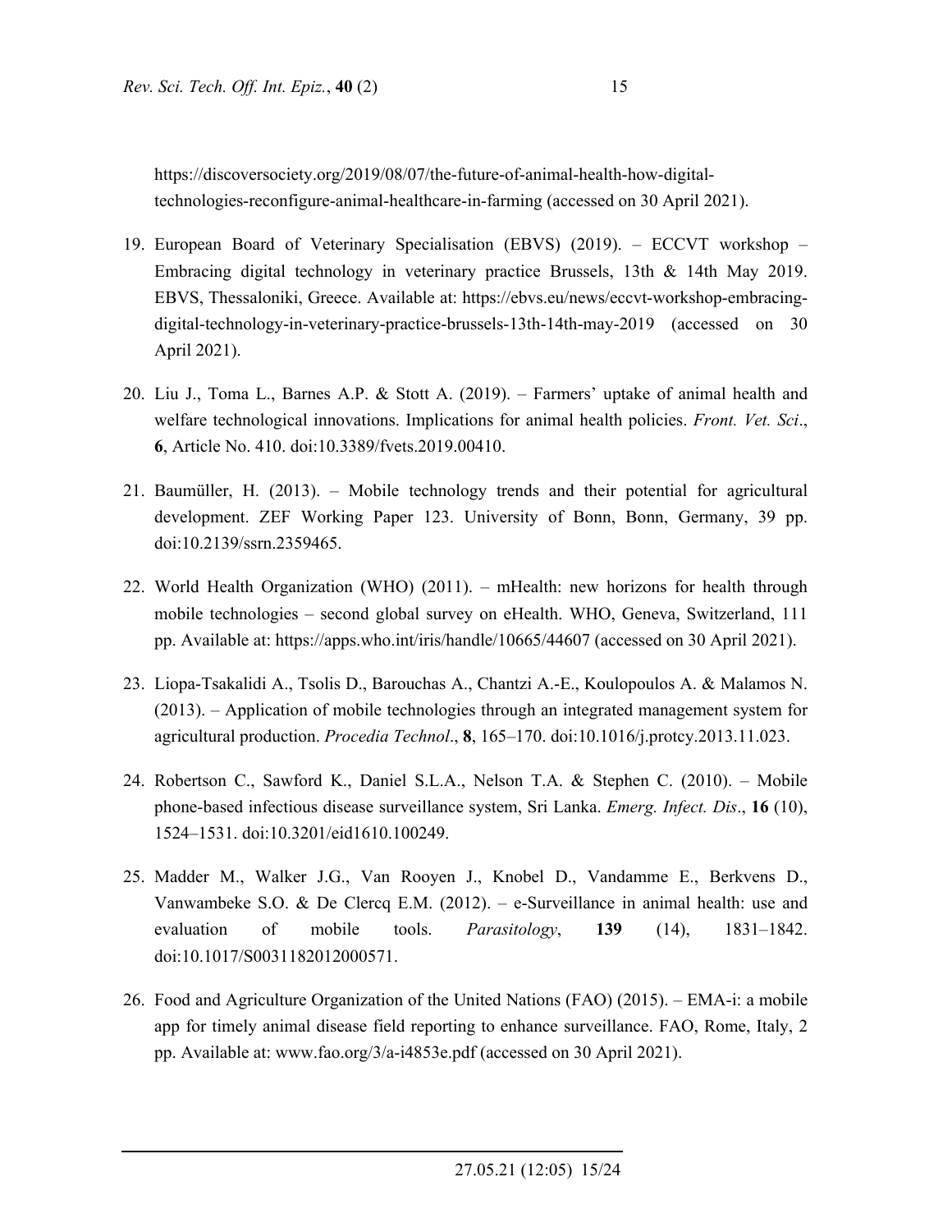https://discoversociety.org/2019/08/07/the-future-of-animal-health-how-digital-technologies-reconfigure-animal-healthcare-in-farming (accessed on 30 April 2021).

19. European Board of Veterinary Specialisation (EBVS) (2019). – ECCVT workshop – Embracing digital technology in veterinary practice Brussels, 13th & 14th May 2019. EBVS, Thessaloniki, Greece. Available at: https://ebvs.eu/news/eccvt-workshop-embracing-digital-technology-in-veterinary-practice-brussels-13th-14th-may-2019 (accessed on 30 April 2021).

20. Liu J., Toma L., Barnes A.P. & Stott A. (2019). – Farmers' uptake of animal health and welfare technological innovations. Implications for animal health policies. *Front. Vet. Sci*., **6**, Article No. 410. doi:10.3389/fvets.2019.00410.

21. Baumüller, H. (2013). – Mobile technology trends and their potential for agricultural development. ZEF Working Paper 123. University of Bonn, Bonn, Germany, 39 pp. doi:10.2139/ssrn.2359465.

22. World Health Organization (WHO) (2011). – mHealth: new horizons for health through mobile technologies – second global survey on eHealth. WHO, Geneva, Switzerland, 111 pp. Available at: https://apps.who.int/iris/handle/10665/44607 (accessed on 30 April 2021).

23. Liopa-Tsakalidi A., Tsolis D., Barouchas A., Chantzi A.-E., Koulopoulos A. & Malamos N. (2013). – Application of mobile technologies through an integrated management system for agricultural production. *Procedia Technol*., **8**, 165–170. doi:10.1016/j.protcy.2013.11.023.

24. Robertson C., Sawford K., Daniel S.L.A., Nelson T.A. & Stephen C. (2010). – Mobile phone-based infectious disease surveillance system, Sri Lanka. *Emerg. Infect. Dis*., **16** (10), 1524–1531. doi:10.3201/eid1610.100249.

25. Madder M., Walker J.G., Van Rooyen J., Knobel D., Vandamme E., Berkvens D., Vanwambeke S.O. & De Clercq E.M. (2012). – e-Surveillance in animal health: use and evaluation of mobile tools. *Parasitology*, **139** (14), 1831–1842. doi:10.1017/S0031182012000571.

26. Food and Agriculture Organization of the United Nations (FAO) (2015). – EMA-i: a mobile app for timely animal disease field reporting to enhance surveillance. FAO, Rome, Italy, 2 pp. Available at: www.fao.org/3/a-i4853e.pdf (accessed on 30 April 2021).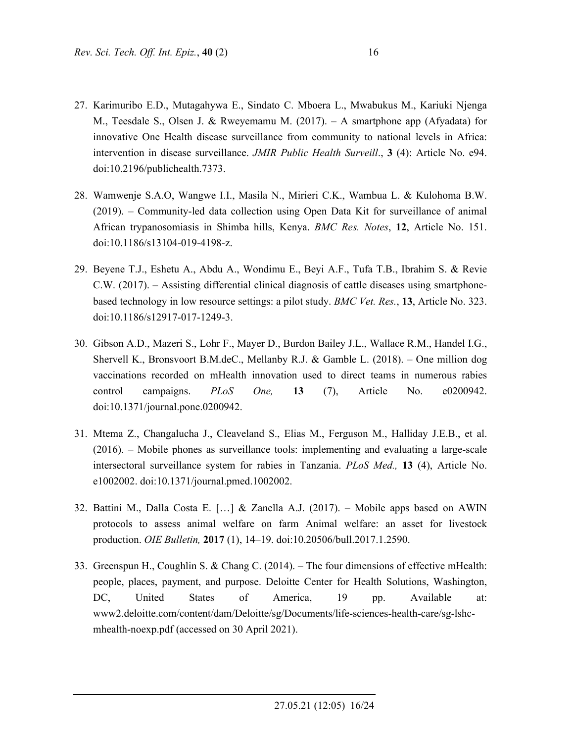27. Karimuribo E.D., Mutagahywa E., Sindato C. Mboera L., Mwabukus M., Kariuki Njenga M., Teesdale S., Olsen J. & Rweyemamu M. (2017). – A smartphone app (Afyadata) for innovative One Health disease surveillance from community to national levels in Africa: intervention in disease surveillance. *JMIR Public Health Surveill*., **3** (4): Article No. e94. doi:10.2196/publichealth.7373.

28. Wamwenje S.A.O, Wangwe I.I., Masila N., Mirieri C.K., Wambua L. & Kulohoma B.W. (2019). – Community-led data collection using Open Data Kit for surveillance of animal African trypanosomiasis in Shimba hills, Kenya. *BMC Res. Notes*, **12**, Article No. 151. doi:10.1186/s13104-019-4198-z.

29. Beyene T.J., Eshetu A., Abdu A., Wondimu E., Beyi A.F., Tufa T.B., Ibrahim S. & Revie C.W. (2017). – Assisting differential clinical diagnosis of cattle diseases using smartphone-based technology in low resource settings: a pilot study. *BMC Vet. Res.*, **13**, Article No. 323. doi:10.1186/s12917-017-1249-3.

30. Gibson A.D., Mazeri S., Lohr F., Mayer D., Burdon Bailey J.L., Wallace R.M., Handel I.G., Shervell K., Bronsvoort B.M.deC., Mellanby R.J. & Gamble L. (2018). – One million dog vaccinations recorded on mHealth innovation used to direct teams in numerous rabies control campaigns. *PLoS One,* **13** (7), Article No. e0200942. doi:10.1371/journal.pone.0200942.

31. Mtema Z., Changalucha J., Cleaveland S., Elias M., Ferguson M., Halliday J.E.B., et al. (2016). – Mobile phones as surveillance tools: implementing and evaluating a large-scale intersectoral surveillance system for rabies in Tanzania. *PLoS Med.,* **13** (4), Article No. e1002002. doi:10.1371/journal.pmed.1002002.

32. Battini M., Dalla Costa E. […] & Zanella A.J. (2017). – Mobile apps based on AWIN protocols to assess animal welfare on farm Animal welfare: an asset for livestock production. *OIE Bulletin,* **2017** (1), 14–19. doi:10.20506/bull.2017.1.2590.

33. Greenspun H., Coughlin S. & Chang C. (2014). – The four dimensions of effective mHealth: people, places, payment, and purpose. Deloitte Center for Health Solutions, Washington, DC, United States of America, 19 pp. Available at: www2.deloitte.com/content/dam/Deloitte/sg/Documents/life-sciences-health-care/sg-lshc-mhealth-noexp.pdf (accessed on 30 April 2021).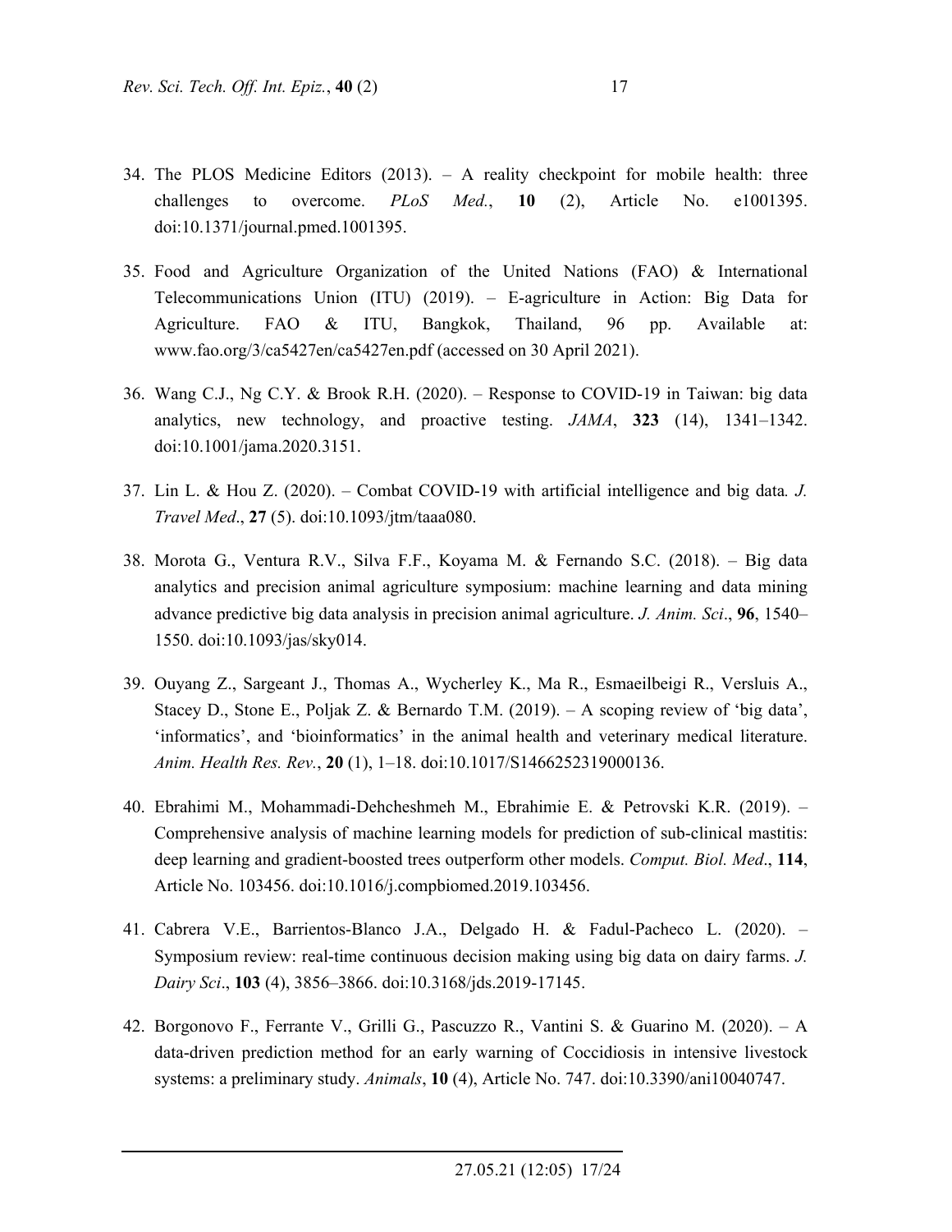34. The PLOS Medicine Editors (2013). – A reality checkpoint for mobile health: three challenges to overcome. *PLoS Med.*, **10** (2), Article No. e1001395. doi:10.1371/journal.pmed.1001395.

35. Food and Agriculture Organization of the United Nations (FAO) & International Telecommunications Union (ITU) (2019). – E-agriculture in Action: Big Data for Agriculture. FAO & ITU, Bangkok, Thailand, 96 pp. Available at: www.fao.org/3/ca5427en/ca5427en.pdf (accessed on 30 April 2021).

36. Wang C.J., Ng C.Y. & Brook R.H. (2020). – Response to COVID-19 in Taiwan: big data analytics, new technology, and proactive testing. *JAMA*, **323** (14), 1341–1342. doi:10.1001/jama.2020.3151.

37. Lin L. & Hou Z. (2020). – Combat COVID-19 with artificial intelligence and big data*. J. Travel Med*., **27** (5). doi:10.1093/jtm/taaa080.

38. Morota G., Ventura R.V., Silva F.F., Koyama M. & Fernando S.C. (2018). – Big data analytics and precision animal agriculture symposium: machine learning and data mining advance predictive big data analysis in precision animal agriculture. *J. Anim. Sci*., **96**, 1540–1550. doi:10.1093/jas/sky014.

39. Ouyang Z., Sargeant J., Thomas A., Wycherley K., Ma R., Esmaeilbeigi R., Versluis A., Stacey D., Stone E., Poljak Z. & Bernardo T.M. (2019). – A scoping review of 'big data', 'informatics', and 'bioinformatics' in the animal health and veterinary medical literature. *Anim. Health Res. Rev.*, **20** (1), 1–18. doi:10.1017/S1466252319000136.

40. Ebrahimi M., Mohammadi-Dehcheshmeh M., Ebrahimie E. & Petrovski K.R. (2019). – Comprehensive analysis of machine learning models for prediction of sub-clinical mastitis: deep learning and gradient-boosted trees outperform other models. *Comput. Biol. Med*., **114**, Article No. 103456. doi:10.1016/j.compbiomed.2019.103456.

41. Cabrera V.E., Barrientos-Blanco J.A., Delgado H. & Fadul-Pacheco L. (2020). – Symposium review: real-time continuous decision making using big data on dairy farms. *J. Dairy Sci*., **103** (4), 3856–3866. doi:10.3168/jds.2019-17145.

42. Borgonovo F., Ferrante V., Grilli G., Pascuzzo R., Vantini S. & Guarino M. (2020). – A data-driven prediction method for an early warning of Coccidiosis in intensive livestock systems: a preliminary study. *Animals*, **10** (4), Article No. 747. doi:10.3390/ani10040747.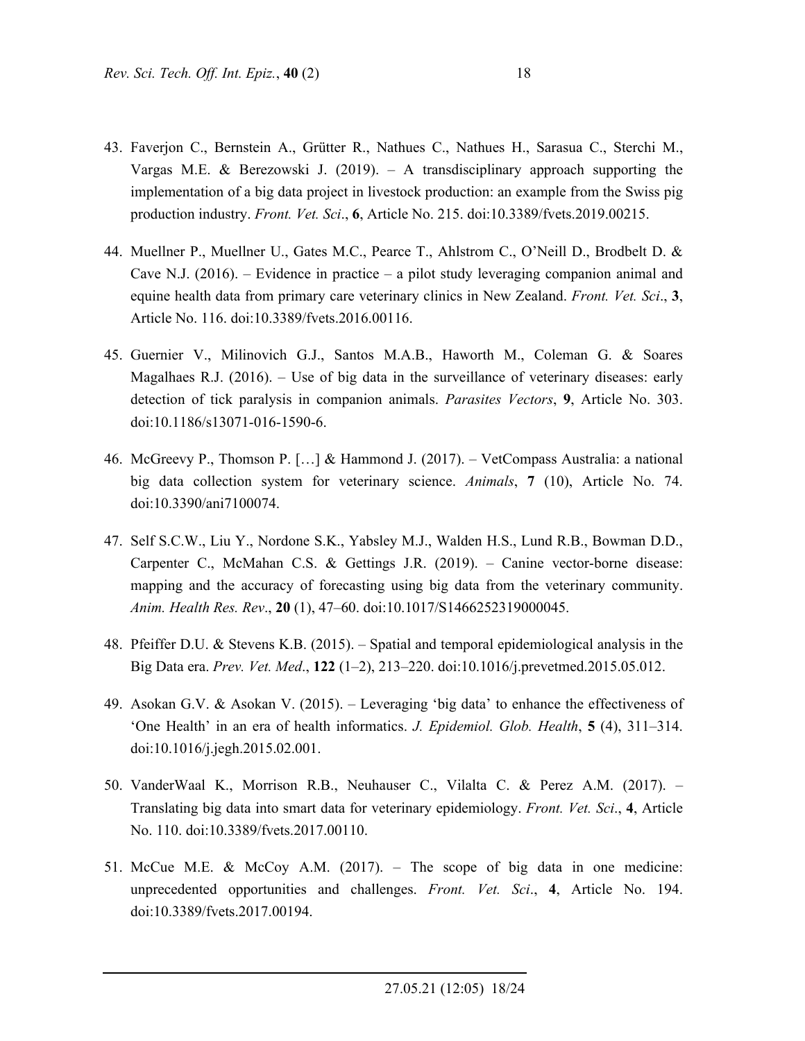43. Faverjon C., Bernstein A., Grütter R., Nathues C., Nathues H., Sarasua C., Sterchi M., Vargas M.E. & Berezowski J. (2019). – A transdisciplinary approach supporting the implementation of a big data project in livestock production: an example from the Swiss pig production industry. *Front. Vet. Sci*., **6**, Article No. 215. doi:10.3389/fvets.2019.00215.

44. Muellner P., Muellner U., Gates M.C., Pearce T., Ahlstrom C., O'Neill D., Brodbelt D. & Cave N.J. (2016). – Evidence in practice – a pilot study leveraging companion animal and equine health data from primary care veterinary clinics in New Zealand. *Front. Vet. Sci*., **3**, Article No. 116. doi:10.3389/fvets.2016.00116.

45. Guernier V., Milinovich G.J., Santos M.A.B., Haworth M., Coleman G. & Soares Magalhaes R.J. (2016). – Use of big data in the surveillance of veterinary diseases: early detection of tick paralysis in companion animals. *Parasites Vectors*, **9**, Article No. 303. doi:10.1186/s13071-016-1590-6.

46. McGreevy P., Thomson P. […] & Hammond J. (2017). – VetCompass Australia: a national big data collection system for veterinary science. *Animals*, **7** (10), Article No. 74. doi:10.3390/ani7100074.

47. Self S.C.W., Liu Y., Nordone S.K., Yabsley M.J., Walden H.S., Lund R.B., Bowman D.D., Carpenter C., McMahan C.S. & Gettings J.R. (2019). – Canine vector-borne disease: mapping and the accuracy of forecasting using big data from the veterinary community. *Anim. Health Res. Rev*., **20** (1), 47–60. doi:10.1017/S1466252319000045.

48. Pfeiffer D.U. & Stevens K.B. (2015). – Spatial and temporal epidemiological analysis in the Big Data era. *Prev. Vet. Med*., **122** (1–2), 213–220. doi:10.1016/j.prevetmed.2015.05.012.

49. Asokan G.V. & Asokan V. (2015). – Leveraging 'big data' to enhance the effectiveness of 'One Health' in an era of health informatics. *J. Epidemiol. Glob. Health*, **5** (4), 311–314. doi:10.1016/j.jegh.2015.02.001.

50. VanderWaal K., Morrison R.B., Neuhauser C., Vilalta C. & Perez A.M. (2017). – Translating big data into smart data for veterinary epidemiology. *Front. Vet. Sci*., **4**, Article No. 110. doi:10.3389/fvets.2017.00110.

51. McCue M.E. & McCoy A.M. (2017). – The scope of big data in one medicine: unprecedented opportunities and challenges. *Front. Vet. Sci*., **4**, Article No. 194. doi:10.3389/fvets.2017.00194.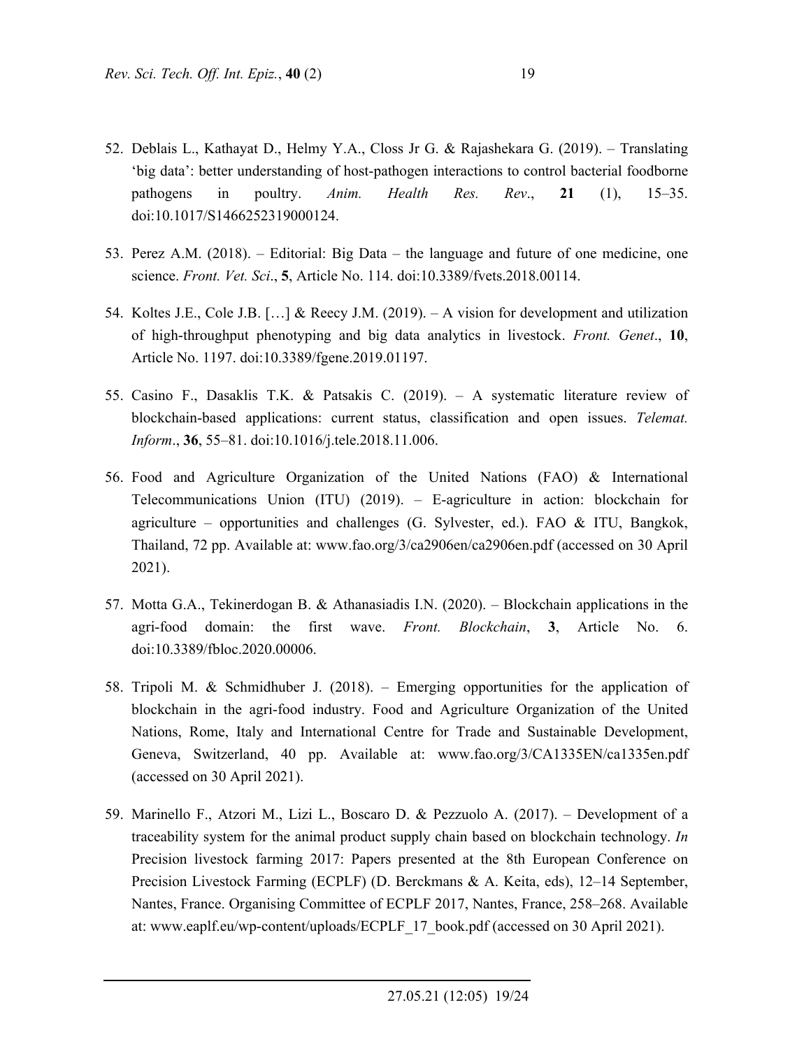52. Deblais L., Kathayat D., Helmy Y.A., Closs Jr G. & Rajashekara G. (2019). – Translating 'big data': better understanding of host-pathogen interactions to control bacterial foodborne pathogens in poultry. *Anim. Health Res. Rev*., **21** (1), 15–35. doi:10.1017/S1466252319000124.

53. Perez A.M. (2018). – Editorial: Big Data – the language and future of one medicine, one science. *Front. Vet. Sci*., **5**, Article No. 114. doi:10.3389/fvets.2018.00114.

54. Koltes J.E., Cole J.B. […] & Reecy J.M. (2019). – A vision for development and utilization of high-throughput phenotyping and big data analytics in livestock. *Front. Genet*., **10**, Article No. 1197. doi:10.3389/fgene.2019.01197.

55. Casino F., Dasaklis T.K. & Patsakis C. (2019). – A systematic literature review of blockchain-based applications: current status, classification and open issues. *Telemat. Inform*., **36**, 55–81. doi:10.1016/j.tele.2018.11.006.

56. Food and Agriculture Organization of the United Nations (FAO) & International Telecommunications Union (ITU) (2019). – E-agriculture in action: blockchain for agriculture – opportunities and challenges (G. Sylvester, ed.). FAO & ITU, Bangkok, Thailand, 72 pp. Available at: www.fao.org/3/ca2906en/ca2906en.pdf (accessed on 30 April 2021).

57. Motta G.A., Tekinerdogan B. & Athanasiadis I.N. (2020). – Blockchain applications in the agri-food domain: the first wave. *Front. Blockchain*, **3**, Article No. 6. doi:10.3389/fbloc.2020.00006.

58. Tripoli M. & Schmidhuber J. (2018). – Emerging opportunities for the application of blockchain in the agri-food industry. Food and Agriculture Organization of the United Nations, Rome, Italy and International Centre for Trade and Sustainable Development, Geneva, Switzerland, 40 pp. Available at: www.fao.org/3/CA1335EN/ca1335en.pdf (accessed on 30 April 2021).

59. Marinello F., Atzori M., Lizi L., Boscaro D. & Pezzuolo A. (2017). – Development of a traceability system for the animal product supply chain based on blockchain technology. *In* Precision livestock farming 2017: Papers presented at the 8th European Conference on Precision Livestock Farming (ECPLF) (D. Berckmans & A. Keita, eds), 12–14 September, Nantes, France. Organising Committee of ECPLF 2017, Nantes, France, 258–268. Available at: www.eaplf.eu/wp-content/uploads/ECPLF_17_book.pdf (accessed on 30 April 2021).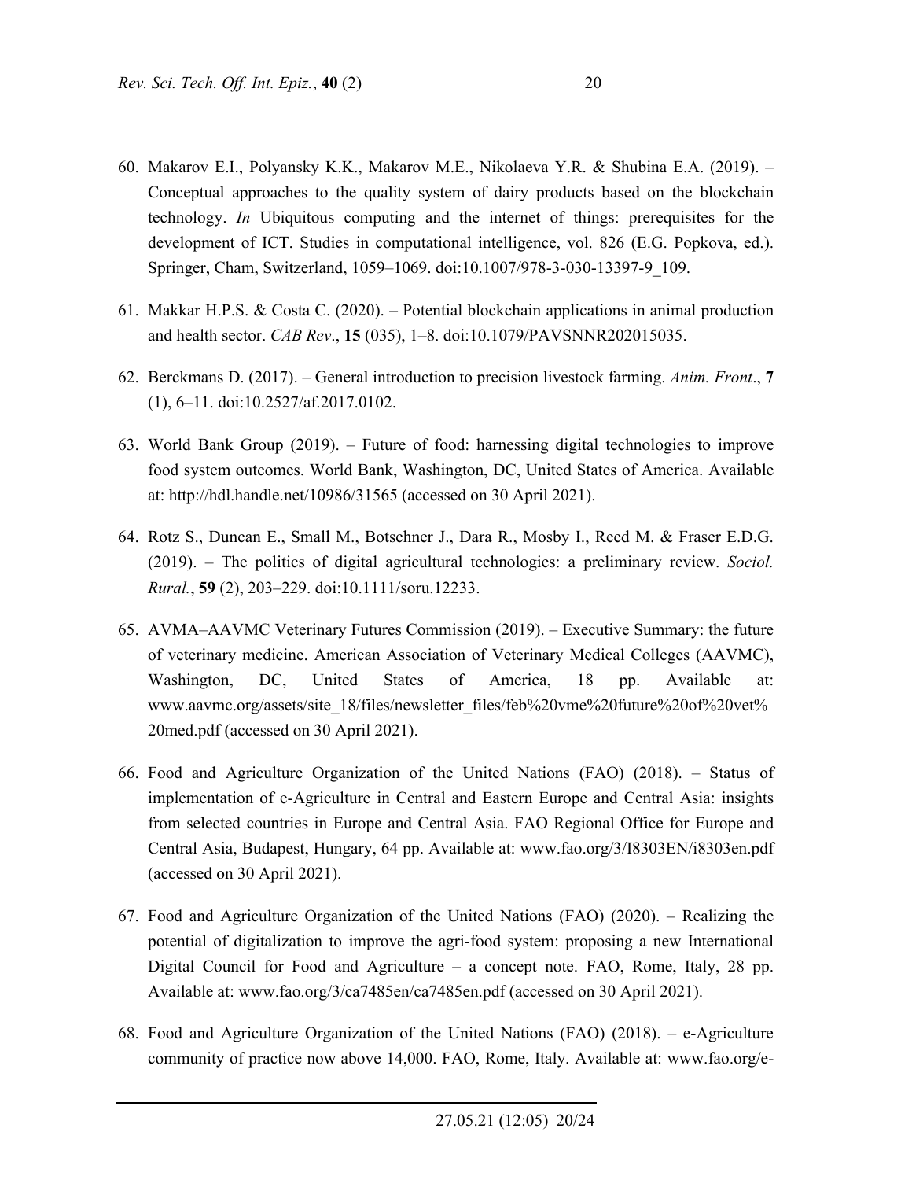60. Makarov E.I., Polyansky K.K., Makarov M.E., Nikolaeva Y.R. & Shubina E.A. (2019). – Conceptual approaches to the quality system of dairy products based on the blockchain technology. *In* Ubiquitous computing and the internet of things: prerequisites for the development of ICT. Studies in computational intelligence, vol. 826 (E.G. Popkova, ed.). Springer, Cham, Switzerland, 1059–1069. doi:10.1007/978-3-030-13397-9_109.

61. Makkar H.P.S. & Costa C. (2020). – Potential blockchain applications in animal production and health sector. *CAB Rev*., **15** (035), 1–8. doi:10.1079/PAVSNNR202015035.

62. Berckmans D. (2017). – General introduction to precision livestock farming. *Anim. Front*., **7** (1), 6–11. doi:10.2527/af.2017.0102.

63. World Bank Group (2019). – Future of food: harnessing digital technologies to improve food system outcomes. World Bank, Washington, DC, United States of America. Available at: http://hdl.handle.net/10986/31565 (accessed on 30 April 2021).

64. Rotz S., Duncan E., Small M., Botschner J., Dara R., Mosby I., Reed M. & Fraser E.D.G. (2019). – The politics of digital agricultural technologies: a preliminary review. *Sociol. Rural.*, **59** (2), 203–229. doi:10.1111/soru.12233.

65. AVMA–AAVMC Veterinary Futures Commission (2019). – Executive Summary: the future of veterinary medicine. American Association of Veterinary Medical Colleges (AAVMC), Washington, DC, United States of America, 18 pp. Available at: www.aavmc.org/assets/site_18/files/newsletter_files/feb%20vme%20future%20of%20vet%20med.pdf (accessed on 30 April 2021).

66. Food and Agriculture Organization of the United Nations (FAO) (2018). – Status of implementation of e-Agriculture in Central and Eastern Europe and Central Asia: insights from selected countries in Europe and Central Asia. FAO Regional Office for Europe and Central Asia, Budapest, Hungary, 64 pp. Available at: www.fao.org/3/I8303EN/i8303en.pdf (accessed on 30 April 2021).

67. Food and Agriculture Organization of the United Nations (FAO) (2020). – Realizing the potential of digitalization to improve the agri-food system: proposing a new International Digital Council for Food and Agriculture – a concept note. FAO, Rome, Italy, 28 pp. Available at: www.fao.org/3/ca7485en/ca7485en.pdf (accessed on 30 April 2021).

68. Food and Agriculture Organization of the United Nations (FAO) (2018). – e-Agriculture community of practice now above 14,000. FAO, Rome, Italy. Available at: www.fao.org/e-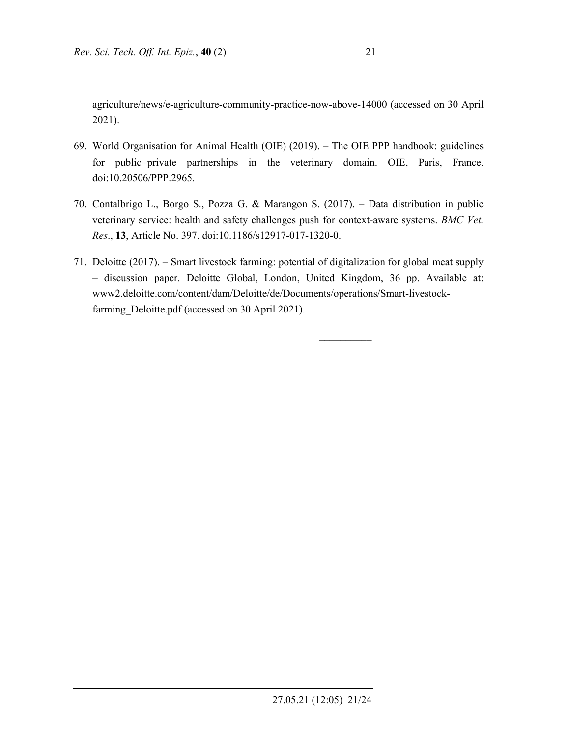agriculture/news/e-agriculture-community-practice-now-above-14000 (accessed on 30 April 2021).

69. World Organisation for Animal Health (OIE) (2019). – The OIE PPP handbook: guidelines for public–private partnerships in the veterinary domain. OIE, Paris, France. doi:10.20506/PPP.2965.

70. Contalbrigo L., Borgo S., Pozza G. & Marangon S. (2017). – Data distribution in public veterinary service: health and safety challenges push for context-aware systems. *BMC Vet. Res*., **13**, Article No. 397. doi:10.1186/s12917-017-1320-0.

71. Deloitte (2017). – Smart livestock farming: potential of digitalization for global meat supply – discussion paper. Deloitte Global, London, United Kingdom, 36 pp. Available at: www2.deloitte.com/content/dam/Deloitte/de/Documents/operations/Smart-livestock-farming_Deloitte.pdf (accessed on 30 April 2021).

__________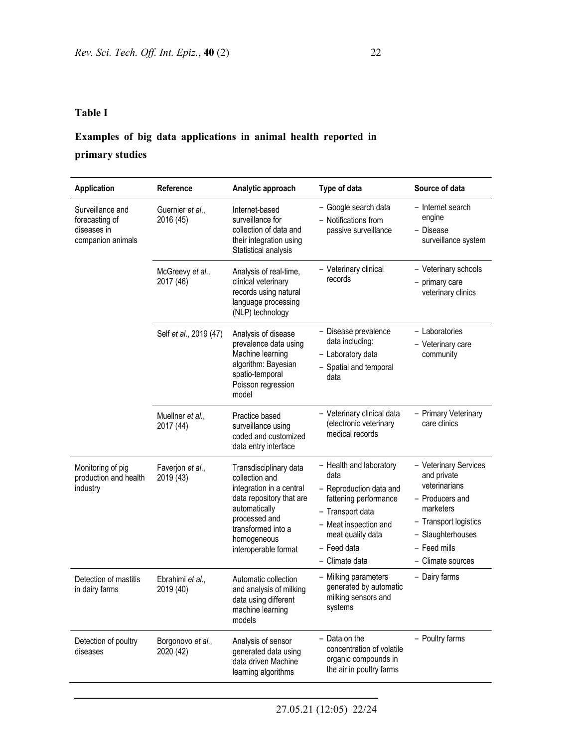**Table I**

**Examples of big data applications in animal health reported in primary studies**

| Application | Reference | Analytic approach | Type of data | Source of data |
|---|---|---|---|---|
| Surveillance and forecasting of diseases in companion animals | Guernier *et al.*, 2016 (45) | Internet-based surveillance for collection of data and their integration using Statistical analysis | – Google search data<br>– Notifications from passive surveillance | – Internet search engine<br>– Disease surveillance system |
| | McGreevy *et al.*, 2017 (46) | Analysis of real-time, clinical veterinary records using natural language processing (NLP) technology | – Veterinary clinical records | – Veterinary schools<br>– primary care veterinary clinics |
| | Self *et al.*, 2019 (47) | Analysis of disease prevalence data using Machine learning algorithm: Bayesian spatio-temporal Poisson regression model | – Disease prevalence data including:<br>– Laboratory data<br>– Spatial and temporal data | – Laboratories<br>– Veterinary care community |
| | Muellner *et al.*, 2017 (44) | Practice based surveillance using coded and customized data entry interface | – Veterinary clinical data (electronic veterinary medical records | – Primary Veterinary care clinics |
| Monitoring of pig production and health industry | Faverjon *et al.*, 2019 (43) | Transdisciplinary data collection and integration in a central data repository that are automatically processed and transformed into a homogeneous interoperable format | – Health and laboratory data<br>– Reproduction data and fattening performance<br>– Transport data<br>– Meat inspection and meat quality data<br>– Feed data<br>– Climate data | – Veterinary Services and private veterinarians<br>– Producers and marketers<br>– Transport logistics<br>– Slaughterhouses<br>– Feed mills<br>– Climate sources |
| Detection of mastitis in dairy farms | Ebrahimi *et al.*, 2019 (40) | Automatic collection and analysis of milking data using different machine learning models | – Milking parameters generated by automatic milking sensors and systems | – Dairy farms |
| Detection of poultry diseases | Borgonovo *et al.*, 2020 (42) | Analysis of sensor generated data using data driven Machine learning algorithms | – Data on the concentration of volatile organic compounds in the air in poultry farms | – Poultry farms |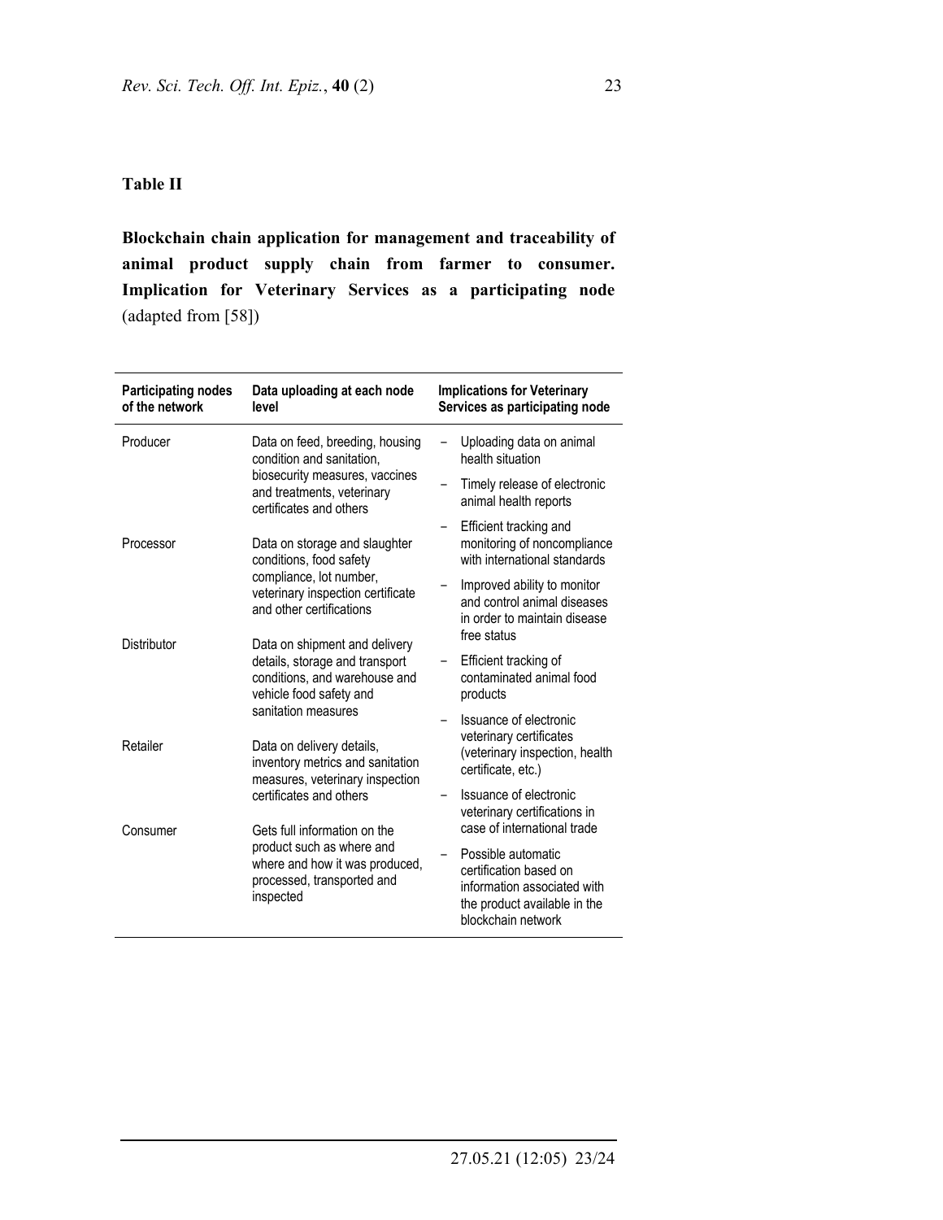### Table II

**Blockchain chain application for management and traceability of animal product supply chain from farmer to consumer. Implication for Veterinary Services as a participating node** (adapted from [58])

| Participating nodes of the network | Data uploading at each node level | Implications for Veterinary Services as participating node |
|---|---|---|
| Producer | Data on feed, breeding, housing condition and sanitation, biosecurity measures, vaccines and treatments, veterinary certificates and others | – Uploading data on animal health situation<br>– Timely release of electronic animal health reports<br>– Efficient tracking and monitoring of noncompliance with international standards<br>– Improved ability to monitor and control animal diseases in order to maintain disease free status<br>– Efficient tracking of contaminated animal food products<br>– Issuance of electronic veterinary certificates (veterinary inspection, health certificate, etc.)<br>– Issuance of electronic veterinary certifications in case of international trade<br>– Possible automatic certification based on information associated with the product available in the blockchain network |
| Processor | Data on storage and slaughter conditions, food safety compliance, lot number, veterinary inspection certificate and other certifications | |
| Distributor | Data on shipment and delivery details, storage and transport conditions, and warehouse and vehicle food safety and sanitation measures | |
| Retailer | Data on delivery details, inventory metrics and sanitation measures, veterinary inspection certificates and others | |
| Consumer | Gets full information on the product such as where and where and how it was produced, processed, transported and inspected | |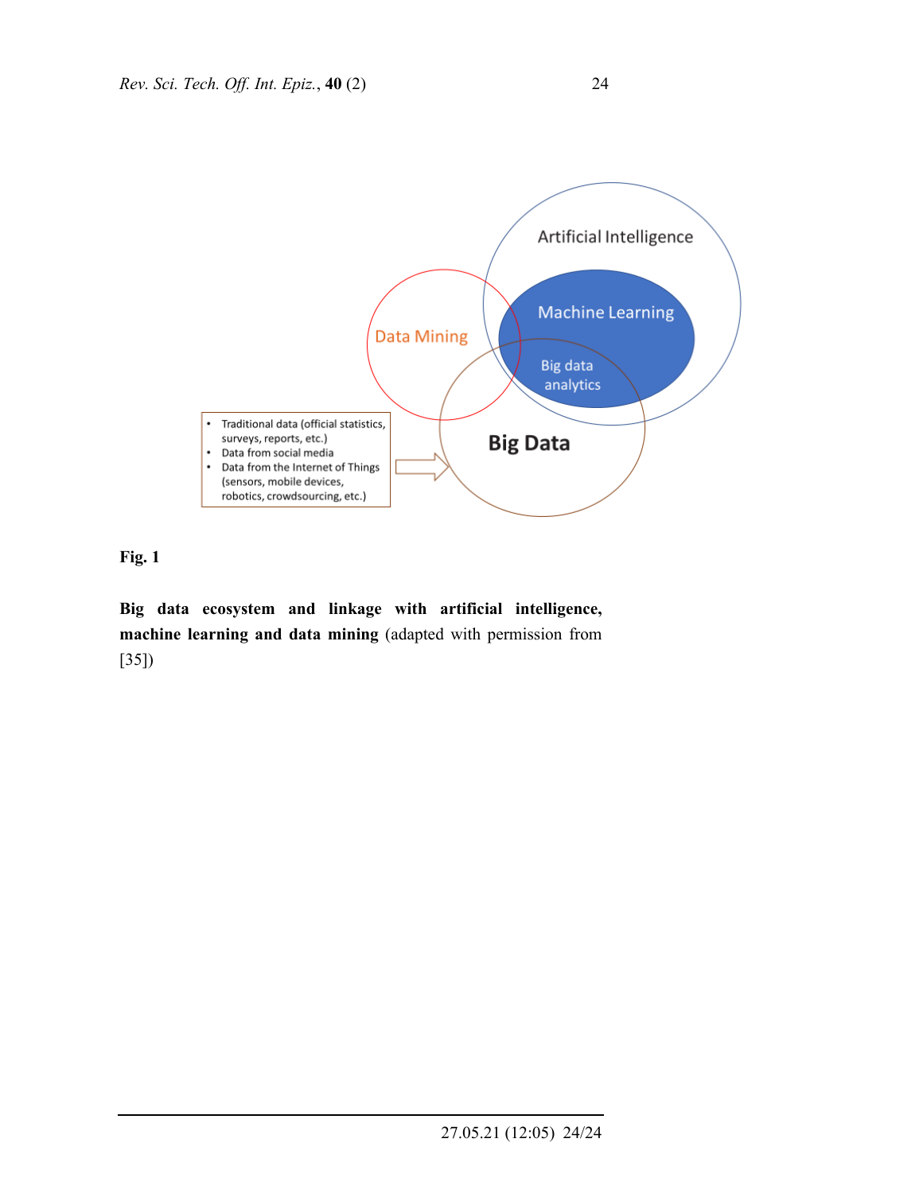Artificial Intelligence

Machine Learning

Data Mining

Big data analytics

Big Data

- Traditional data (official statistics, surveys, reports, etc.)
- Data from social media
- Data from the Internet of Things (sensors, mobile devices, robotics, crowdsourcing, etc.)

**Fig. 1**

**Big data ecosystem and linkage with artificial intelligence, machine learning and data mining** (adapted with permission from [35])